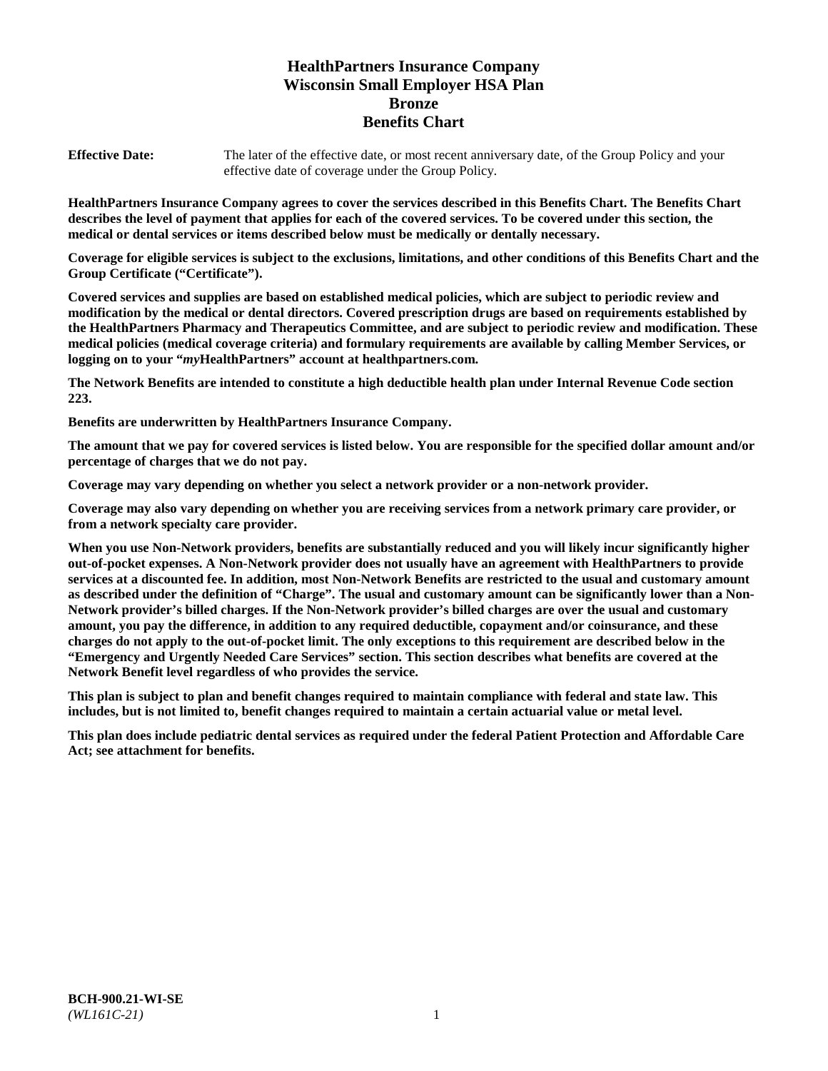# HealthPartners Insurance Company
# Wisconsin Small Employer HSA Plan
# Bronze
# Benefits Chart

**Effective Date:** The later of the effective date, or most recent anniversary date, of the Group Policy and your effective date of coverage under the Group Policy.

**HealthPartners Insurance Company agrees to cover the services described in this Benefits Chart. The Benefits Chart describes the level of payment that applies for each of the covered services. To be covered under this section, the medical or dental services or items described below must be medically or dentally necessary.**

**Coverage for eligible services is subject to the exclusions, limitations, and other conditions of this Benefits Chart and the Group Certificate ("Certificate").**

**Covered services and supplies are based on established medical policies, which are subject to periodic review and modification by the medical or dental directors. Covered prescription drugs are based on requirements established by the HealthPartners Pharmacy and Therapeutics Committee, and are subject to periodic review and modification. These medical policies (medical coverage criteria) and formulary requirements are available by calling Member Services, or logging on to your "*my*HealthPartners" account at healthpartners.com.**

**The Network Benefits are intended to constitute a high deductible health plan under Internal Revenue Code section 223.**

**Benefits are underwritten by HealthPartners Insurance Company.**

**The amount that we pay for covered services is listed below. You are responsible for the specified dollar amount and/or percentage of charges that we do not pay.**

**Coverage may vary depending on whether you select a network provider or a non-network provider.**

**Coverage may also vary depending on whether you are receiving services from a network primary care provider, or from a network specialty care provider.**

**When you use Non-Network providers, benefits are substantially reduced and you will likely incur significantly higher out-of-pocket expenses. A Non-Network provider does not usually have an agreement with HealthPartners to provide services at a discounted fee. In addition, most Non-Network Benefits are restricted to the usual and customary amount as described under the definition of "Charge". The usual and customary amount can be significantly lower than a Non-Network provider's billed charges. If the Non-Network provider's billed charges are over the usual and customary amount, you pay the difference, in addition to any required deductible, copayment and/or coinsurance, and these charges do not apply to the out-of-pocket limit. The only exceptions to this requirement are described below in the "Emergency and Urgently Needed Care Services" section. This section describes what benefits are covered at the Network Benefit level regardless of who provides the service.**

**This plan is subject to plan and benefit changes required to maintain compliance with federal and state law. This includes, but is not limited to, benefit changes required to maintain a certain actuarial value or metal level.**

**This plan does include pediatric dental services as required under the federal Patient Protection and Affordable Care Act; see attachment for benefits.**

**BCH-900.21-WI-SE**
*(WL161C-21)*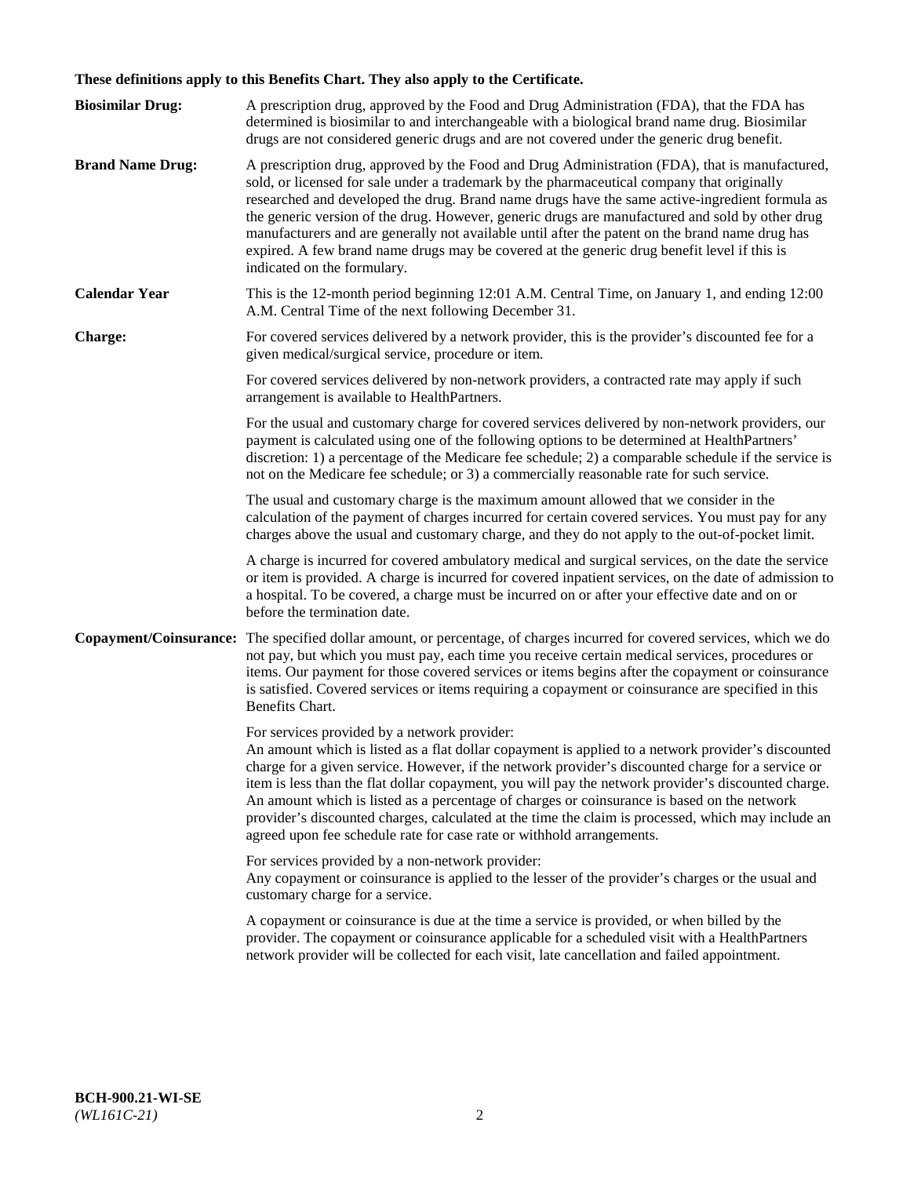**These definitions apply to this Benefits Chart. They also apply to the Certificate.**

**Biosimilar Drug:** A prescription drug, approved by the Food and Drug Administration (FDA), that the FDA has determined is biosimilar to and interchangeable with a biological brand name drug. Biosimilar drugs are not considered generic drugs and are not covered under the generic drug benefit.

**Brand Name Drug:** A prescription drug, approved by the Food and Drug Administration (FDA), that is manufactured, sold, or licensed for sale under a trademark by the pharmaceutical company that originally researched and developed the drug. Brand name drugs have the same active-ingredient formula as the generic version of the drug. However, generic drugs are manufactured and sold by other drug manufacturers and are generally not available until after the patent on the brand name drug has expired. A few brand name drugs may be covered at the generic drug benefit level if this is indicated on the formulary.

**Calendar Year** This is the 12-month period beginning 12:01 A.M. Central Time, on January 1, and ending 12:00 A.M. Central Time of the next following December 31.

**Charge:** For covered services delivered by a network provider, this is the provider's discounted fee for a given medical/surgical service, procedure or item.

For covered services delivered by non-network providers, a contracted rate may apply if such arrangement is available to HealthPartners.

For the usual and customary charge for covered services delivered by non-network providers, our payment is calculated using one of the following options to be determined at HealthPartners' discretion: 1) a percentage of the Medicare fee schedule; 2) a comparable schedule if the service is not on the Medicare fee schedule; or 3) a commercially reasonable rate for such service.

The usual and customary charge is the maximum amount allowed that we consider in the calculation of the payment of charges incurred for certain covered services. You must pay for any charges above the usual and customary charge, and they do not apply to the out-of-pocket limit.

A charge is incurred for covered ambulatory medical and surgical services, on the date the service or item is provided. A charge is incurred for covered inpatient services, on the date of admission to a hospital. To be covered, a charge must be incurred on or after your effective date and on or before the termination date.

**Copayment/Coinsurance:** The specified dollar amount, or percentage, of charges incurred for covered services, which we do not pay, but which you must pay, each time you receive certain medical services, procedures or items. Our payment for those covered services or items begins after the copayment or coinsurance is satisfied. Covered services or items requiring a copayment or coinsurance are specified in this Benefits Chart.

For services provided by a network provider:
An amount which is listed as a flat dollar copayment is applied to a network provider's discounted charge for a given service. However, if the network provider's discounted charge for a service or item is less than the flat dollar copayment, you will pay the network provider's discounted charge. An amount which is listed as a percentage of charges or coinsurance is based on the network provider's discounted charges, calculated at the time the claim is processed, which may include an agreed upon fee schedule rate for case rate or withhold arrangements.

For services provided by a non-network provider:
Any copayment or coinsurance is applied to the lesser of the provider's charges or the usual and customary charge for a service.

A copayment or coinsurance is due at the time a service is provided, or when billed by the provider. The copayment or coinsurance applicable for a scheduled visit with a HealthPartners network provider will be collected for each visit, late cancellation and failed appointment.

**BCH-900.21-WI-SE**
*(WL161C-21)*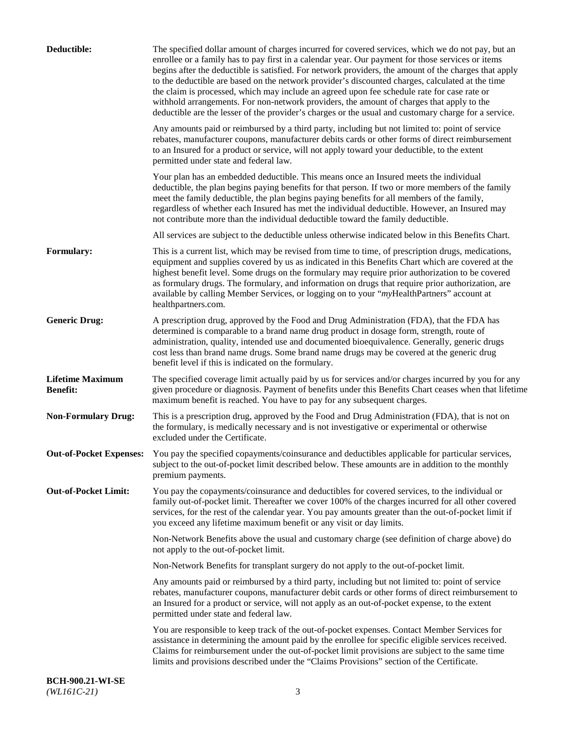**Deductible:** The specified dollar amount of charges incurred for covered services, which we do not pay, but an enrollee or a family has to pay first in a calendar year. Our payment for those services or items begins after the deductible is satisfied. For network providers, the amount of the charges that apply to the deductible are based on the network provider's discounted charges, calculated at the time the claim is processed, which may include an agreed upon fee schedule rate for case rate or withhold arrangements. For non-network providers, the amount of charges that apply to the deductible are the lesser of the provider's charges or the usual and customary charge for a service.

Any amounts paid or reimbursed by a third party, including but not limited to: point of service rebates, manufacturer coupons, manufacturer debits cards or other forms of direct reimbursement to an Insured for a product or service, will not apply toward your deductible, to the extent permitted under state and federal law.

Your plan has an embedded deductible. This means once an Insured meets the individual deductible, the plan begins paying benefits for that person. If two or more members of the family meet the family deductible, the plan begins paying benefits for all members of the family, regardless of whether each Insured has met the individual deductible. However, an Insured may not contribute more than the individual deductible toward the family deductible.

All services are subject to the deductible unless otherwise indicated below in this Benefits Chart.

**Formulary:** This is a current list, which may be revised from time to time, of prescription drugs, medications, equipment and supplies covered by us as indicated in this Benefits Chart which are covered at the highest benefit level. Some drugs on the formulary may require prior authorization to be covered as formulary drugs. The formulary, and information on drugs that require prior authorization, are available by calling Member Services, or logging on to your "*my*HealthPartners" account at healthpartners.com.

**Generic Drug:** A prescription drug, approved by the Food and Drug Administration (FDA), that the FDA has determined is comparable to a brand name drug product in dosage form, strength, route of administration, quality, intended use and documented bioequivalence. Generally, generic drugs cost less than brand name drugs. Some brand name drugs may be covered at the generic drug benefit level if this is indicated on the formulary.

**Lifetime Maximum Benefit:** The specified coverage limit actually paid by us for services and/or charges incurred by you for any given procedure or diagnosis. Payment of benefits under this Benefits Chart ceases when that lifetime maximum benefit is reached. You have to pay for any subsequent charges.

**Non-Formulary Drug:** This is a prescription drug, approved by the Food and Drug Administration (FDA), that is not on the formulary, is medically necessary and is not investigative or experimental or otherwise excluded under the Certificate.

**Out-of-Pocket Expenses:** You pay the specified copayments/coinsurance and deductibles applicable for particular services, subject to the out-of-pocket limit described below. These amounts are in addition to the monthly premium payments.

**Out-of-Pocket Limit:** You pay the copayments/coinsurance and deductibles for covered services, to the individual or family out-of-pocket limit. Thereafter we cover 100% of the charges incurred for all other covered services, for the rest of the calendar year. You pay amounts greater than the out-of-pocket limit if you exceed any lifetime maximum benefit or any visit or day limits.

Non-Network Benefits above the usual and customary charge (see definition of charge above) do not apply to the out-of-pocket limit.

Non-Network Benefits for transplant surgery do not apply to the out-of-pocket limit.

Any amounts paid or reimbursed by a third party, including but not limited to: point of service rebates, manufacturer coupons, manufacturer debit cards or other forms of direct reimbursement to an Insured for a product or service, will not apply as an out-of-pocket expense, to the extent permitted under state and federal law.

You are responsible to keep track of the out-of-pocket expenses. Contact Member Services for assistance in determining the amount paid by the enrollee for specific eligible services received. Claims for reimbursement under the out-of-pocket limit provisions are subject to the same time limits and provisions described under the "Claims Provisions" section of the Certificate.

**BCH-900.21-WI-SE**
*(WL161C-21)*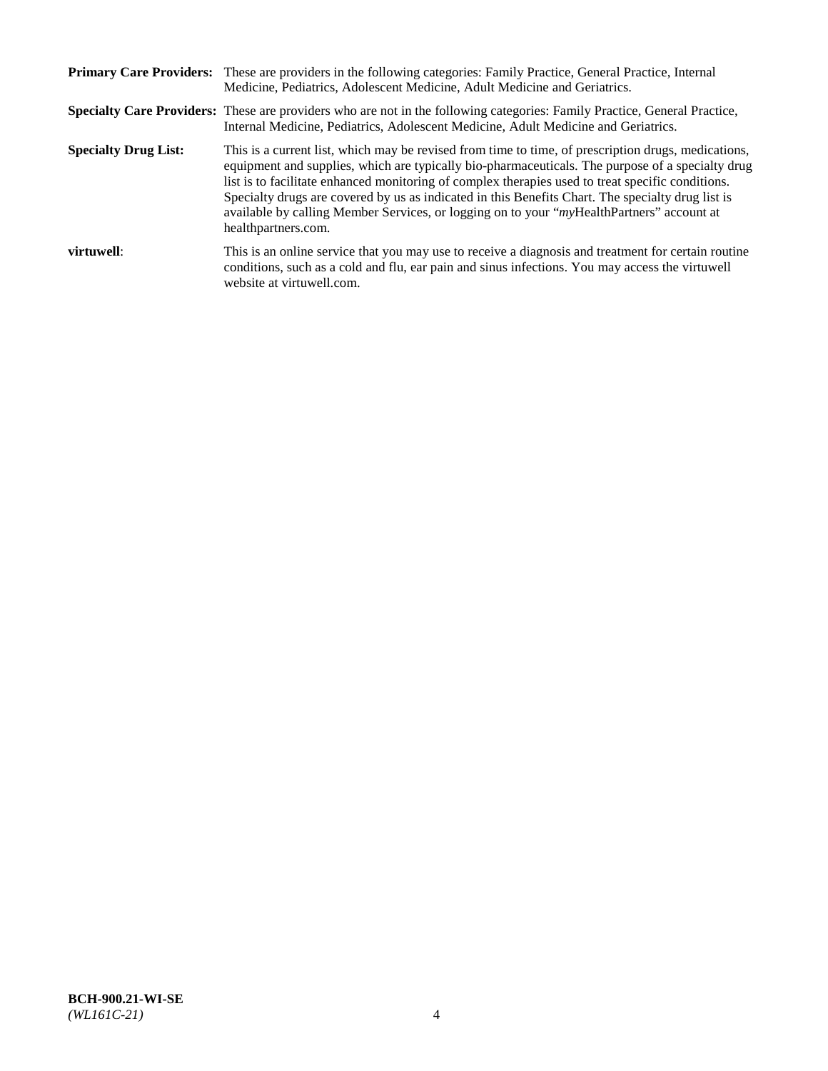**Primary Care Providers:** These are providers in the following categories: Family Practice, General Practice, Internal Medicine, Pediatrics, Adolescent Medicine, Adult Medicine and Geriatrics.

**Specialty Care Providers:** These are providers who are not in the following categories: Family Practice, General Practice, Internal Medicine, Pediatrics, Adolescent Medicine, Adult Medicine and Geriatrics.

**Specialty Drug List:** This is a current list, which may be revised from time to time, of prescription drugs, medications, equipment and supplies, which are typically bio-pharmaceuticals. The purpose of a specialty drug list is to facilitate enhanced monitoring of complex therapies used to treat specific conditions. Specialty drugs are covered by us as indicated in this Benefits Chart. The specialty drug list is available by calling Member Services, or logging on to your "*my*HealthPartners" account at healthpartners.com.

**virtuwell**: This is an online service that you may use to receive a diagnosis and treatment for certain routine conditions, such as a cold and flu, ear pain and sinus infections. You may access the virtuwell website at virtuwell.com.

**BCH-900.21-WI-SE**
*(WL161C-21)*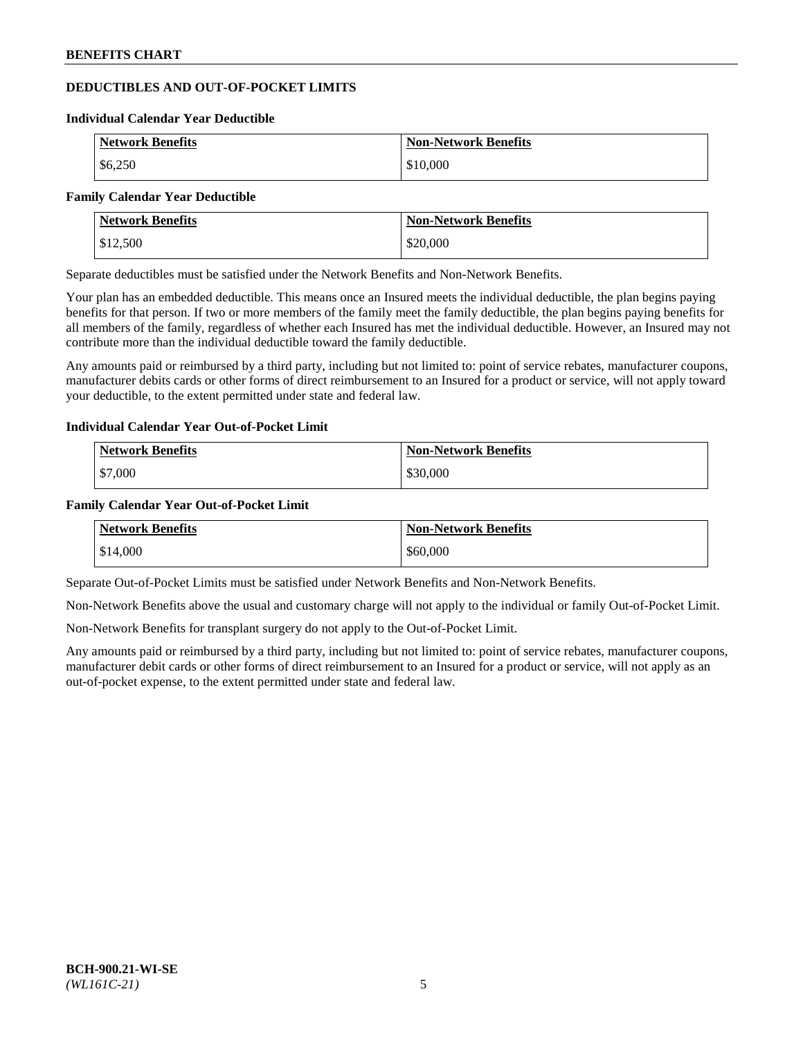## DEDUCTIBLES AND OUT-OF-POCKET LIMITS

### Individual Calendar Year Deductible

| Network Benefits | Non-Network Benefits |
| --- | --- |
| $6,250 | $10,000 |

### Family Calendar Year Deductible

| Network Benefits | Non-Network Benefits |
| --- | --- |
| $12,500 | $20,000 |

Separate deductibles must be satisfied under the Network Benefits and Non-Network Benefits.

Your plan has an embedded deductible. This means once an Insured meets the individual deductible, the plan begins paying benefits for that person. If two or more members of the family meet the family deductible, the plan begins paying benefits for all members of the family, regardless of whether each Insured has met the individual deductible. However, an Insured may not contribute more than the individual deductible toward the family deductible.

Any amounts paid or reimbursed by a third party, including but not limited to: point of service rebates, manufacturer coupons, manufacturer debits cards or other forms of direct reimbursement to an Insured for a product or service, will not apply toward your deductible, to the extent permitted under state and federal law.

### Individual Calendar Year Out-of-Pocket Limit

| Network Benefits | Non-Network Benefits |
| --- | --- |
| $7,000 | $30,000 |

### Family Calendar Year Out-of-Pocket Limit

| Network Benefits | Non-Network Benefits |
| --- | --- |
| $14,000 | $60,000 |

Separate Out-of-Pocket Limits must be satisfied under Network Benefits and Non-Network Benefits.

Non-Network Benefits above the usual and customary charge will not apply to the individual or family Out-of-Pocket Limit.

Non-Network Benefits for transplant surgery do not apply to the Out-of-Pocket Limit.

Any amounts paid or reimbursed by a third party, including but not limited to: point of service rebates, manufacturer coupons, manufacturer debit cards or other forms of direct reimbursement to an Insured for a product or service, will not apply as an out-of-pocket expense, to the extent permitted under state and federal law.

**BCH-900.21-WI-SE**
*(WL161C-21)*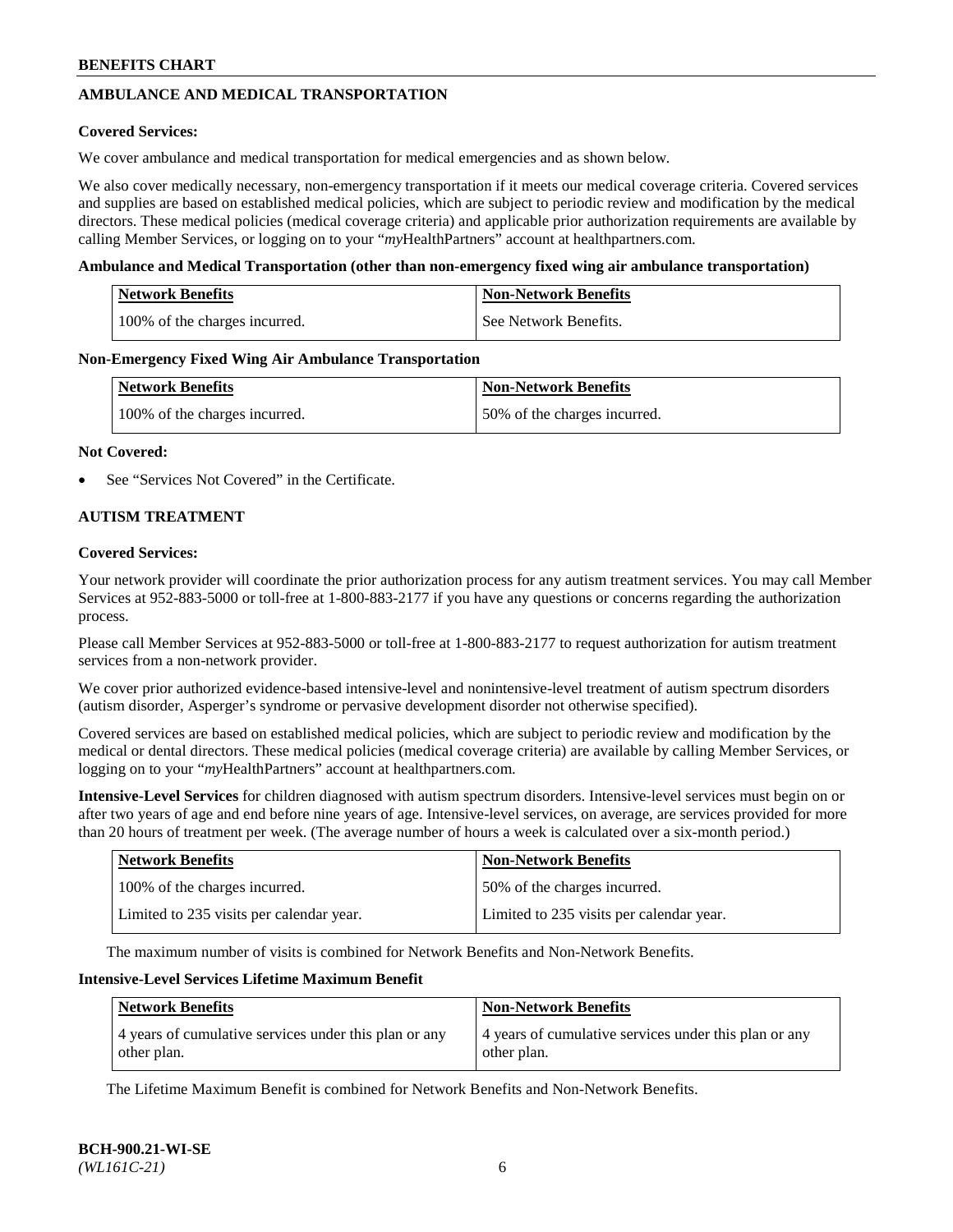## AMBULANCE AND MEDICAL TRANSPORTATION

**Covered Services:**

We cover ambulance and medical transportation for medical emergencies and as shown below.

We also cover medically necessary, non-emergency transportation if it meets our medical coverage criteria. Covered services and supplies are based on established medical policies, which are subject to periodic review and modification by the medical directors. These medical policies (medical coverage criteria) and applicable prior authorization requirements are available by calling Member Services, or logging on to your "*my*HealthPartners" account at healthpartners.com.

**Ambulance and Medical Transportation (other than non-emergency fixed wing air ambulance transportation)**

| Network Benefits | Non-Network Benefits |
| --- | --- |
| 100% of the charges incurred. | See Network Benefits. |

**Non-Emergency Fixed Wing Air Ambulance Transportation**

| Network Benefits | Non-Network Benefits |
| --- | --- |
| 100% of the charges incurred. | 50% of the charges incurred. |

**Not Covered:**

- See "Services Not Covered" in the Certificate.

## AUTISM TREATMENT

**Covered Services:**

Your network provider will coordinate the prior authorization process for any autism treatment services. You may call Member Services at 952-883-5000 or toll-free at 1-800-883-2177 if you have any questions or concerns regarding the authorization process.

Please call Member Services at 952-883-5000 or toll-free at 1-800-883-2177 to request authorization for autism treatment services from a non-network provider.

We cover prior authorized evidence-based intensive-level and nonintensive-level treatment of autism spectrum disorders (autism disorder, Asperger's syndrome or pervasive development disorder not otherwise specified).

Covered services are based on established medical policies, which are subject to periodic review and modification by the medical or dental directors. These medical policies (medical coverage criteria) are available by calling Member Services, or logging on to your "*my*HealthPartners" account at healthpartners.com.

**Intensive-Level Services** for children diagnosed with autism spectrum disorders. Intensive-level services must begin on or after two years of age and end before nine years of age. Intensive-level services, on average, are services provided for more than 20 hours of treatment per week. (The average number of hours a week is calculated over a six-month period.)

| Network Benefits | Non-Network Benefits |
| --- | --- |
| 100% of the charges incurred. | 50% of the charges incurred. |
| Limited to 235 visits per calendar year. | Limited to 235 visits per calendar year. |

The maximum number of visits is combined for Network Benefits and Non-Network Benefits.

**Intensive-Level Services Lifetime Maximum Benefit**

| Network Benefits | Non-Network Benefits |
| --- | --- |
| 4 years of cumulative services under this plan or any other plan. | 4 years of cumulative services under this plan or any other plan. |

The Lifetime Maximum Benefit is combined for Network Benefits and Non-Network Benefits.

BCH-900.21-WI-SE
*(WL161C-21)*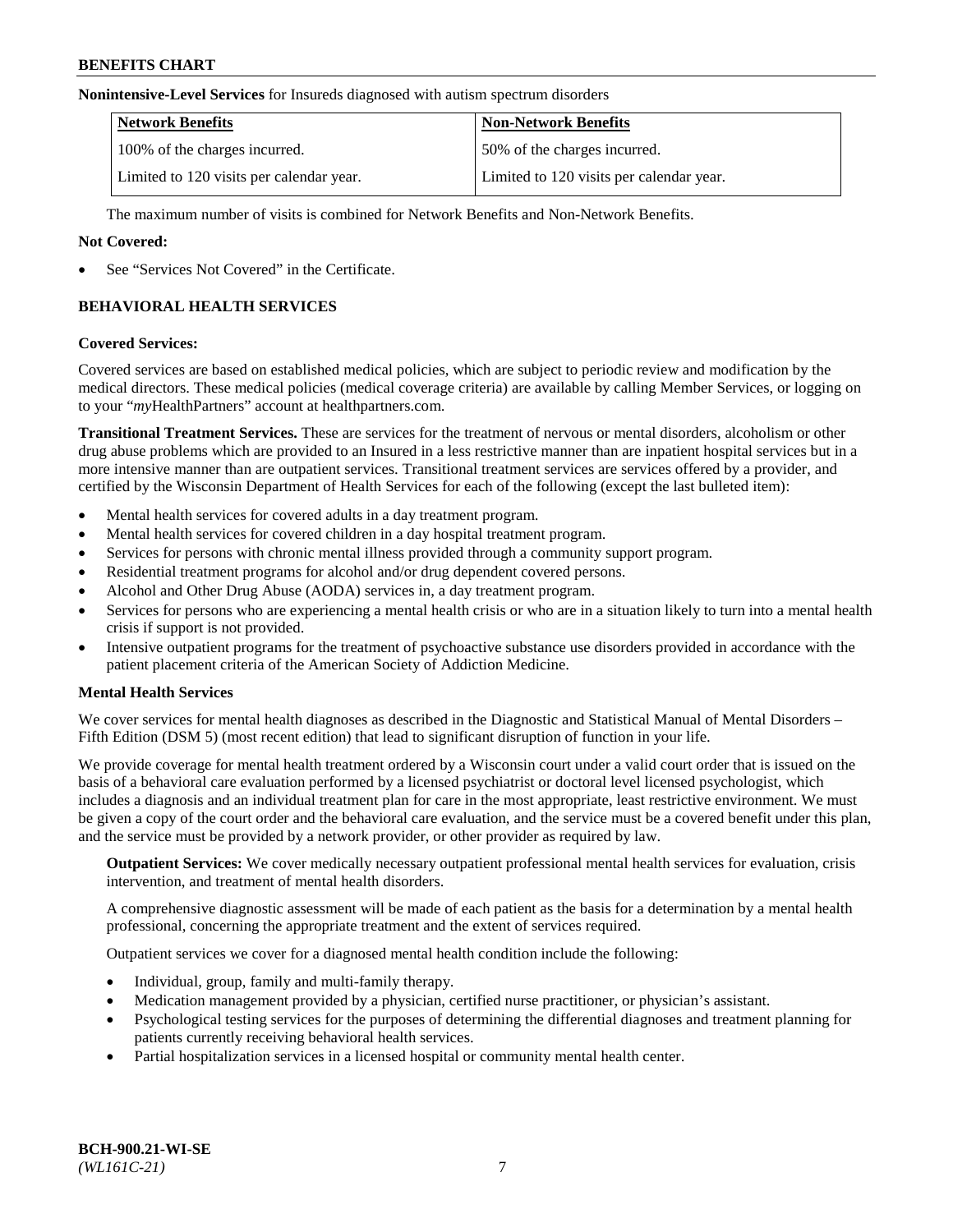**Nonintensive-Level Services** for Insureds diagnosed with autism spectrum disorders

| Network Benefits | Non-Network Benefits |
|---|---|
| 100% of the charges incurred. | 50% of the charges incurred. |
| Limited to 120 visits per calendar year. | Limited to 120 visits per calendar year. |

The maximum number of visits is combined for Network Benefits and Non-Network Benefits.

**Not Covered:**

- See "Services Not Covered" in the Certificate.

## BEHAVIORAL HEALTH SERVICES

**Covered Services:**

Covered services are based on established medical policies, which are subject to periodic review and modification by the medical directors. These medical policies (medical coverage criteria) are available by calling Member Services, or logging on to your "*my*HealthPartners" account at healthpartners.com.

**Transitional Treatment Services.** These are services for the treatment of nervous or mental disorders, alcoholism or other drug abuse problems which are provided to an Insured in a less restrictive manner than are inpatient hospital services but in a more intensive manner than are outpatient services. Transitional treatment services are services offered by a provider, and certified by the Wisconsin Department of Health Services for each of the following (except the last bulleted item):

- Mental health services for covered adults in a day treatment program.
- Mental health services for covered children in a day hospital treatment program.
- Services for persons with chronic mental illness provided through a community support program.
- Residential treatment programs for alcohol and/or drug dependent covered persons.
- Alcohol and Other Drug Abuse (AODA) services in, a day treatment program.
- Services for persons who are experiencing a mental health crisis or who are in a situation likely to turn into a mental health crisis if support is not provided.
- Intensive outpatient programs for the treatment of psychoactive substance use disorders provided in accordance with the patient placement criteria of the American Society of Addiction Medicine.

**Mental Health Services**

We cover services for mental health diagnoses as described in the Diagnostic and Statistical Manual of Mental Disorders – Fifth Edition (DSM 5) (most recent edition) that lead to significant disruption of function in your life.

We provide coverage for mental health treatment ordered by a Wisconsin court under a valid court order that is issued on the basis of a behavioral care evaluation performed by a licensed psychiatrist or doctoral level licensed psychologist, which includes a diagnosis and an individual treatment plan for care in the most appropriate, least restrictive environment. We must be given a copy of the court order and the behavioral care evaluation, and the service must be a covered benefit under this plan, and the service must be provided by a network provider, or other provider as required by law.

**Outpatient Services:** We cover medically necessary outpatient professional mental health services for evaluation, crisis intervention, and treatment of mental health disorders.

A comprehensive diagnostic assessment will be made of each patient as the basis for a determination by a mental health professional, concerning the appropriate treatment and the extent of services required.

Outpatient services we cover for a diagnosed mental health condition include the following:

- Individual, group, family and multi-family therapy.
- Medication management provided by a physician, certified nurse practitioner, or physician's assistant.
- Psychological testing services for the purposes of determining the differential diagnoses and treatment planning for patients currently receiving behavioral health services.
- Partial hospitalization services in a licensed hospital or community mental health center.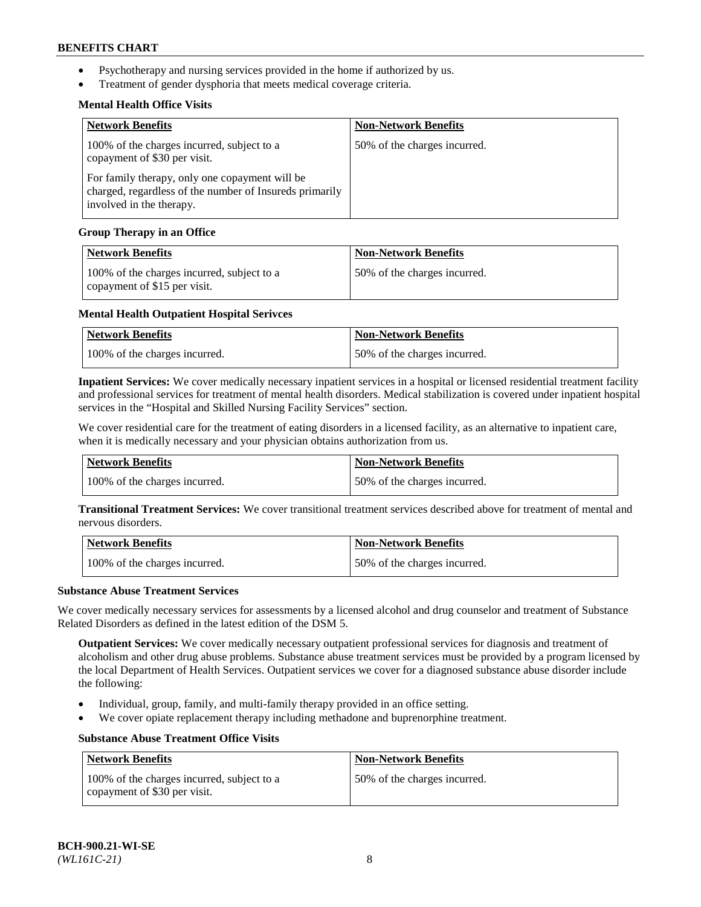- Psychotherapy and nursing services provided in the home if authorized by us.
- Treatment of gender dysphoria that meets medical coverage criteria.

**Mental Health Office Visits**

| Network Benefits | Non-Network Benefits |
|---|---|
| 100% of the charges incurred, subject to a copayment of $30 per visit.<br><br>For family therapy, only one copayment will be charged, regardless of the number of Insureds primarily involved in the therapy. | 50% of the charges incurred. |

**Group Therapy in an Office**

| Network Benefits | Non-Network Benefits |
|---|---|
| 100% of the charges incurred, subject to a copayment of $15 per visit. | 50% of the charges incurred. |

**Mental Health Outpatient Hospital Serivces**

| Network Benefits | Non-Network Benefits |
|---|---|
| 100% of the charges incurred. | 50% of the charges incurred. |

**Inpatient Services:** We cover medically necessary inpatient services in a hospital or licensed residential treatment facility and professional services for treatment of mental health disorders. Medical stabilization is covered under inpatient hospital services in the "Hospital and Skilled Nursing Facility Services" section.

We cover residential care for the treatment of eating disorders in a licensed facility, as an alternative to inpatient care, when it is medically necessary and your physician obtains authorization from us.

| Network Benefits | Non-Network Benefits |
|---|---|
| 100% of the charges incurred. | 50% of the charges incurred. |

**Transitional Treatment Services:** We cover transitional treatment services described above for treatment of mental and nervous disorders.

| Network Benefits | Non-Network Benefits |
|---|---|
| 100% of the charges incurred. | 50% of the charges incurred. |

**Substance Abuse Treatment Services**

We cover medically necessary services for assessments by a licensed alcohol and drug counselor and treatment of Substance Related Disorders as defined in the latest edition of the DSM 5.

**Outpatient Services:** We cover medically necessary outpatient professional services for diagnosis and treatment of alcoholism and other drug abuse problems. Substance abuse treatment services must be provided by a program licensed by the local Department of Health Services. Outpatient services we cover for a diagnosed substance abuse disorder include the following:

- Individual, group, family, and multi-family therapy provided in an office setting.
- We cover opiate replacement therapy including methadone and buprenorphine treatment.

**Substance Abuse Treatment Office Visits**

| Network Benefits | Non-Network Benefits |
|---|---|
| 100% of the charges incurred, subject to a copayment of $30 per visit. | 50% of the charges incurred. |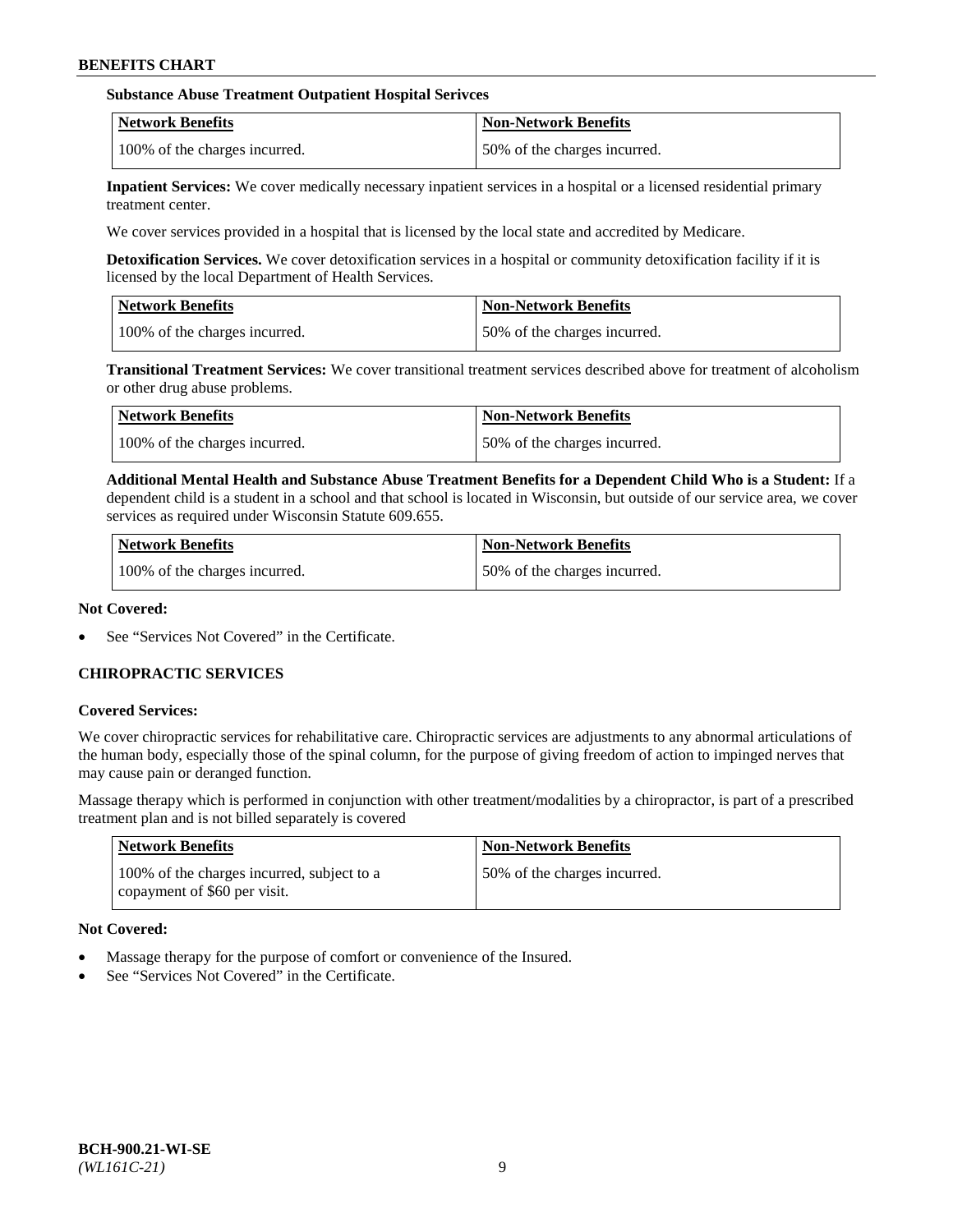**Substance Abuse Treatment Outpatient Hospital Serivces**

| Network Benefits | Non-Network Benefits |
|---|---|
| 100% of the charges incurred. | 50% of the charges incurred. |

**Inpatient Services:** We cover medically necessary inpatient services in a hospital or a licensed residential primary treatment center.

We cover services provided in a hospital that is licensed by the local state and accredited by Medicare.

**Detoxification Services.** We cover detoxification services in a hospital or community detoxification facility if it is licensed by the local Department of Health Services.

| Network Benefits | Non-Network Benefits |
|---|---|
| 100% of the charges incurred. | 50% of the charges incurred. |

**Transitional Treatment Services:** We cover transitional treatment services described above for treatment of alcoholism or other drug abuse problems.

| Network Benefits | Non-Network Benefits |
|---|---|
| 100% of the charges incurred. | 50% of the charges incurred. |

**Additional Mental Health and Substance Abuse Treatment Benefits for a Dependent Child Who is a Student:** If a dependent child is a student in a school and that school is located in Wisconsin, but outside of our service area, we cover services as required under Wisconsin Statute 609.655.

| Network Benefits | Non-Network Benefits |
|---|---|
| 100% of the charges incurred. | 50% of the charges incurred. |

**Not Covered:**

- See "Services Not Covered" in the Certificate.

## CHIROPRACTIC SERVICES

**Covered Services:**

We cover chiropractic services for rehabilitative care. Chiropractic services are adjustments to any abnormal articulations of the human body, especially those of the spinal column, for the purpose of giving freedom of action to impinged nerves that may cause pain or deranged function.

Massage therapy which is performed in conjunction with other treatment/modalities by a chiropractor, is part of a prescribed treatment plan and is not billed separately is covered

| Network Benefits | Non-Network Benefits |
|---|---|
| 100% of the charges incurred, subject to a copayment of $60 per visit. | 50% of the charges incurred. |

**Not Covered:**

- Massage therapy for the purpose of comfort or convenience of the Insured.
- See "Services Not Covered" in the Certificate.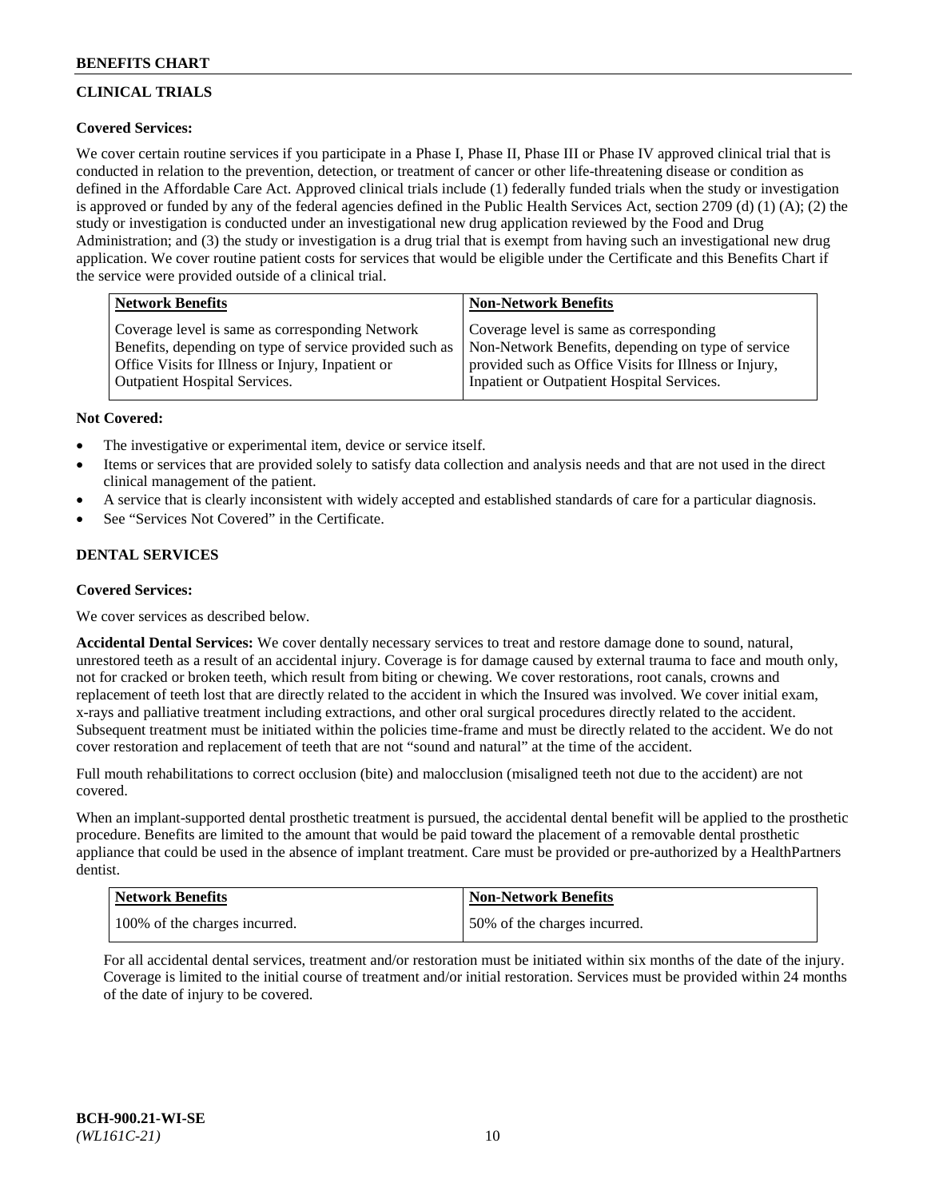## CLINICAL TRIALS

### Covered Services:

We cover certain routine services if you participate in a Phase I, Phase II, Phase III or Phase IV approved clinical trial that is conducted in relation to the prevention, detection, or treatment of cancer or other life-threatening disease or condition as defined in the Affordable Care Act. Approved clinical trials include (1) federally funded trials when the study or investigation is approved or funded by any of the federal agencies defined in the Public Health Services Act, section 2709 (d) (1) (A); (2) the study or investigation is conducted under an investigational new drug application reviewed by the Food and Drug Administration; and (3) the study or investigation is a drug trial that is exempt from having such an investigational new drug application. We cover routine patient costs for services that would be eligible under the Certificate and this Benefits Chart if the service were provided outside of a clinical trial.

| Network Benefits | Non-Network Benefits |
|---|---|
| Coverage level is same as corresponding Network Benefits, depending on type of service provided such as Office Visits for Illness or Injury, Inpatient or Outpatient Hospital Services. | Coverage level is same as corresponding Non-Network Benefits, depending on type of service provided such as Office Visits for Illness or Injury, Inpatient or Outpatient Hospital Services. |

### Not Covered:

- The investigative or experimental item, device or service itself.
- Items or services that are provided solely to satisfy data collection and analysis needs and that are not used in the direct clinical management of the patient.
- A service that is clearly inconsistent with widely accepted and established standards of care for a particular diagnosis.
- See "Services Not Covered" in the Certificate.

## DENTAL SERVICES

### Covered Services:

We cover services as described below.

**Accidental Dental Services:** We cover dentally necessary services to treat and restore damage done to sound, natural, unrestored teeth as a result of an accidental injury. Coverage is for damage caused by external trauma to face and mouth only, not for cracked or broken teeth, which result from biting or chewing. We cover restorations, root canals, crowns and replacement of teeth lost that are directly related to the accident in which the Insured was involved. We cover initial exam, x-rays and palliative treatment including extractions, and other oral surgical procedures directly related to the accident. Subsequent treatment must be initiated within the policies time-frame and must be directly related to the accident. We do not cover restoration and replacement of teeth that are not "sound and natural" at the time of the accident.

Full mouth rehabilitations to correct occlusion (bite) and malocclusion (misaligned teeth not due to the accident) are not covered.

When an implant-supported dental prosthetic treatment is pursued, the accidental dental benefit will be applied to the prosthetic procedure. Benefits are limited to the amount that would be paid toward the placement of a removable dental prosthetic appliance that could be used in the absence of implant treatment. Care must be provided or pre-authorized by a HealthPartners dentist.

| Network Benefits | Non-Network Benefits |
|---|---|
| 100% of the charges incurred. | 50% of the charges incurred. |

For all accidental dental services, treatment and/or restoration must be initiated within six months of the date of the injury. Coverage is limited to the initial course of treatment and/or initial restoration. Services must be provided within 24 months of the date of injury to be covered.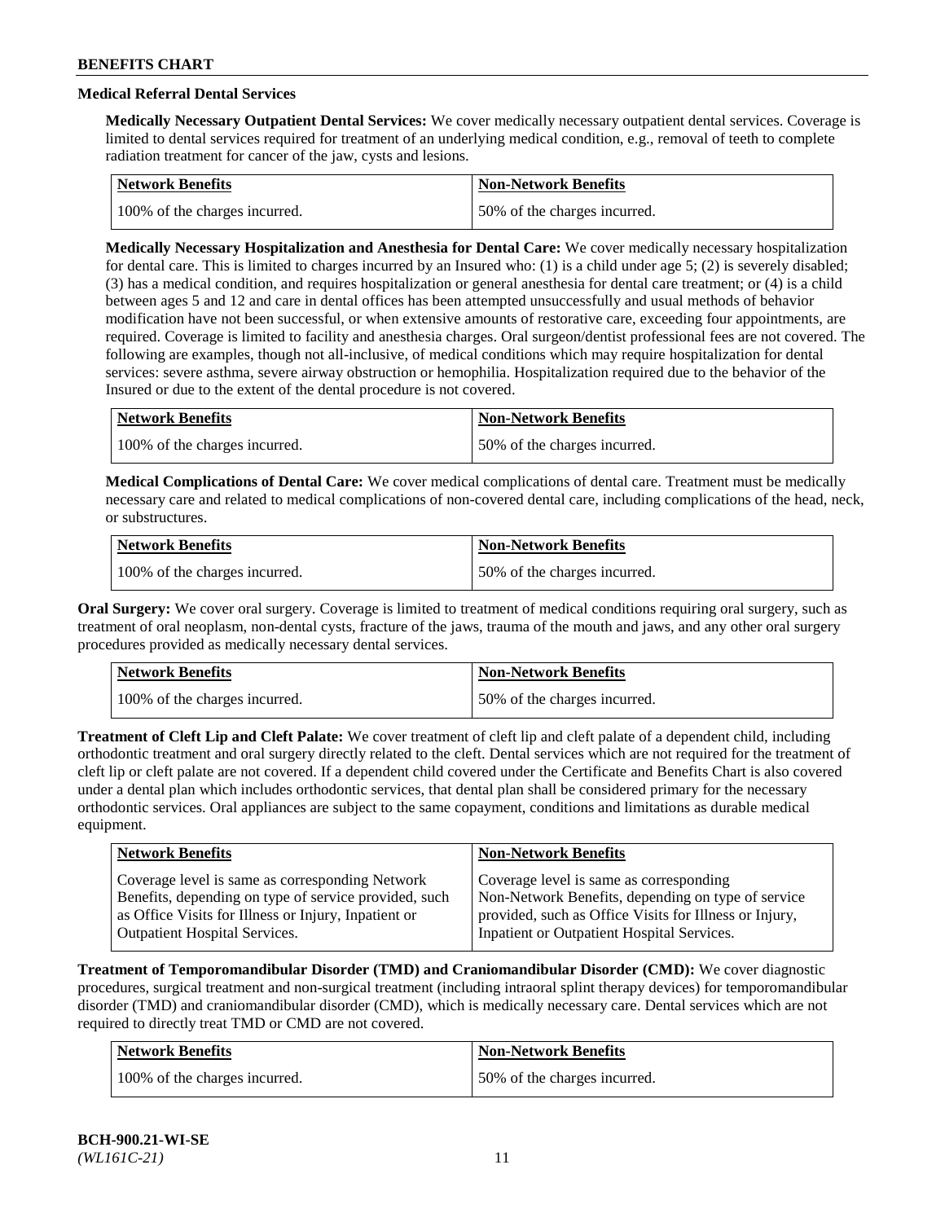### Medical Referral Dental Services

**Medically Necessary Outpatient Dental Services:** We cover medically necessary outpatient dental services. Coverage is limited to dental services required for treatment of an underlying medical condition, e.g., removal of teeth to complete radiation treatment for cancer of the jaw, cysts and lesions.

| Network Benefits | Non-Network Benefits |
|---|---|
| 100% of the charges incurred. | 50% of the charges incurred. |

**Medically Necessary Hospitalization and Anesthesia for Dental Care:** We cover medically necessary hospitalization for dental care. This is limited to charges incurred by an Insured who: (1) is a child under age 5; (2) is severely disabled; (3) has a medical condition, and requires hospitalization or general anesthesia for dental care treatment; or (4) is a child between ages 5 and 12 and care in dental offices has been attempted unsuccessfully and usual methods of behavior modification have not been successful, or when extensive amounts of restorative care, exceeding four appointments, are required. Coverage is limited to facility and anesthesia charges. Oral surgeon/dentist professional fees are not covered. The following are examples, though not all-inclusive, of medical conditions which may require hospitalization for dental services: severe asthma, severe airway obstruction or hemophilia. Hospitalization required due to the behavior of the Insured or due to the extent of the dental procedure is not covered.

| Network Benefits | Non-Network Benefits |
|---|---|
| 100% of the charges incurred. | 50% of the charges incurred. |

**Medical Complications of Dental Care:** We cover medical complications of dental care. Treatment must be medically necessary care and related to medical complications of non-covered dental care, including complications of the head, neck, or substructures.

| Network Benefits | Non-Network Benefits |
|---|---|
| 100% of the charges incurred. | 50% of the charges incurred. |

**Oral Surgery:** We cover oral surgery. Coverage is limited to treatment of medical conditions requiring oral surgery, such as treatment of oral neoplasm, non-dental cysts, fracture of the jaws, trauma of the mouth and jaws, and any other oral surgery procedures provided as medically necessary dental services.

| Network Benefits | Non-Network Benefits |
|---|---|
| 100% of the charges incurred. | 50% of the charges incurred. |

**Treatment of Cleft Lip and Cleft Palate:** We cover treatment of cleft lip and cleft palate of a dependent child, including orthodontic treatment and oral surgery directly related to the cleft. Dental services which are not required for the treatment of cleft lip or cleft palate are not covered. If a dependent child covered under the Certificate and Benefits Chart is also covered under a dental plan which includes orthodontic services, that dental plan shall be considered primary for the necessary orthodontic services. Oral appliances are subject to the same copayment, conditions and limitations as durable medical equipment.

| Network Benefits | Non-Network Benefits |
|---|---|
| Coverage level is same as corresponding Network Benefits, depending on type of service provided, such as Office Visits for Illness or Injury, Inpatient or Outpatient Hospital Services. | Coverage level is same as corresponding Non-Network Benefits, depending on type of service provided, such as Office Visits for Illness or Injury, Inpatient or Outpatient Hospital Services. |

**Treatment of Temporomandibular Disorder (TMD) and Craniomandibular Disorder (CMD):** We cover diagnostic procedures, surgical treatment and non-surgical treatment (including intraoral splint therapy devices) for temporomandibular disorder (TMD) and craniomandibular disorder (CMD), which is medically necessary care. Dental services which are not required to directly treat TMD or CMD are not covered.

| Network Benefits | Non-Network Benefits |
|---|---|
| 100% of the charges incurred. | 50% of the charges incurred. |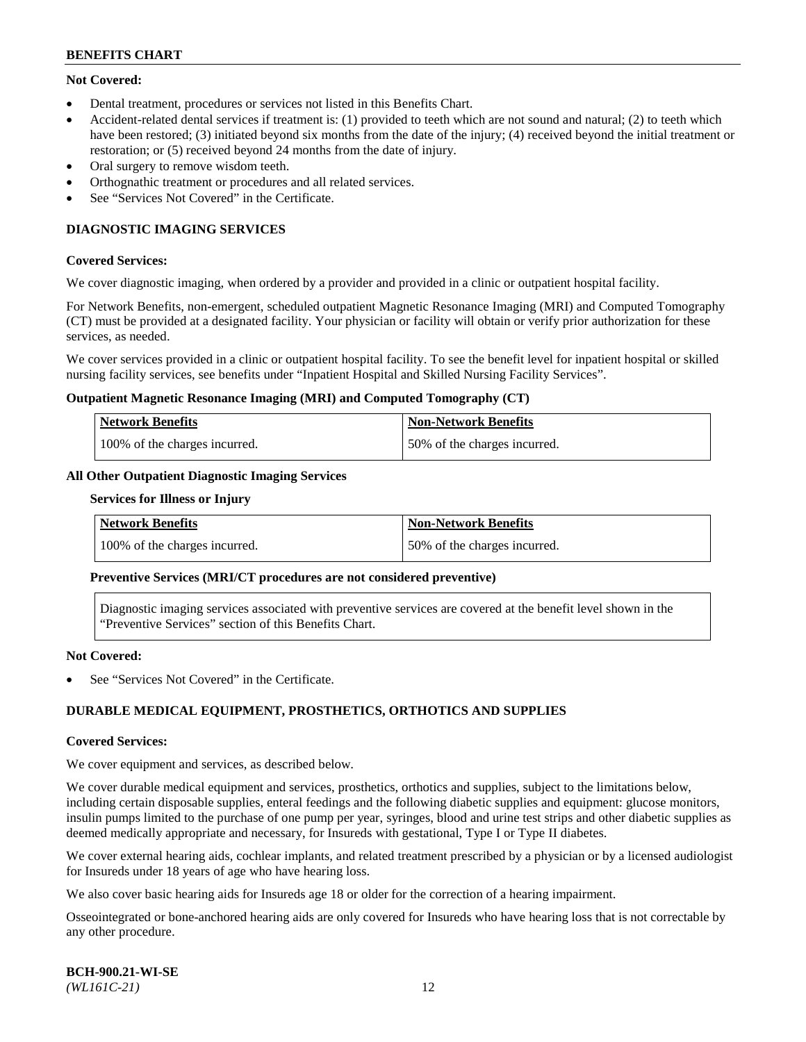**Not Covered:**

- Dental treatment, procedures or services not listed in this Benefits Chart.
- Accident-related dental services if treatment is: (1) provided to teeth which are not sound and natural; (2) to teeth which have been restored; (3) initiated beyond six months from the date of the injury; (4) received beyond the initial treatment or restoration; or (5) received beyond 24 months from the date of injury.
- Oral surgery to remove wisdom teeth.
- Orthognathic treatment or procedures and all related services.
- See "Services Not Covered" in the Certificate.

## DIAGNOSTIC IMAGING SERVICES

**Covered Services:**

We cover diagnostic imaging, when ordered by a provider and provided in a clinic or outpatient hospital facility.

For Network Benefits, non-emergent, scheduled outpatient Magnetic Resonance Imaging (MRI) and Computed Tomography (CT) must be provided at a designated facility. Your physician or facility will obtain or verify prior authorization for these services, as needed.

We cover services provided in a clinic or outpatient hospital facility. To see the benefit level for inpatient hospital or skilled nursing facility services, see benefits under "Inpatient Hospital and Skilled Nursing Facility Services".

**Outpatient Magnetic Resonance Imaging (MRI) and Computed Tomography (CT)**

| Network Benefits | Non-Network Benefits |
|---|---|
| 100% of the charges incurred. | 50% of the charges incurred. |

**All Other Outpatient Diagnostic Imaging Services**

**Services for Illness or Injury**

| Network Benefits | Non-Network Benefits |
|---|---|
| 100% of the charges incurred. | 50% of the charges incurred. |

**Preventive Services (MRI/CT procedures are not considered preventive)**

Diagnostic imaging services associated with preventive services are covered at the benefit level shown in the "Preventive Services" section of this Benefits Chart.

**Not Covered:**

- See "Services Not Covered" in the Certificate.

## DURABLE MEDICAL EQUIPMENT, PROSTHETICS, ORTHOTICS AND SUPPLIES

**Covered Services:**

We cover equipment and services, as described below.

We cover durable medical equipment and services, prosthetics, orthotics and supplies, subject to the limitations below, including certain disposable supplies, enteral feedings and the following diabetic supplies and equipment: glucose monitors, insulin pumps limited to the purchase of one pump per year, syringes, blood and urine test strips and other diabetic supplies as deemed medically appropriate and necessary, for Insureds with gestational, Type I or Type II diabetes.

We cover external hearing aids, cochlear implants, and related treatment prescribed by a physician or by a licensed audiologist for Insureds under 18 years of age who have hearing loss.

We also cover basic hearing aids for Insureds age 18 or older for the correction of a hearing impairment.

Osseointegrated or bone-anchored hearing aids are only covered for Insureds who have hearing loss that is not correctable by any other procedure.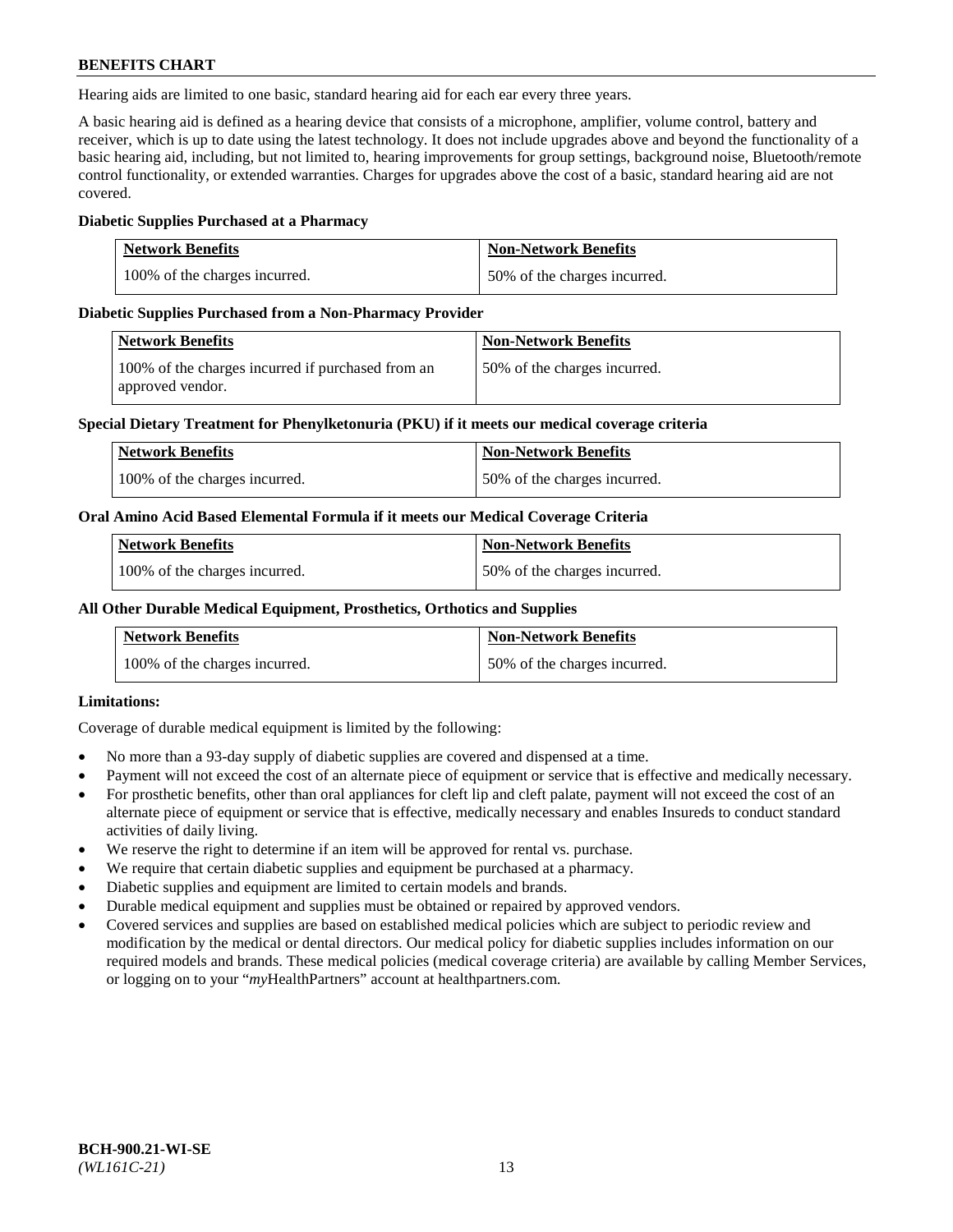Hearing aids are limited to one basic, standard hearing aid for each ear every three years.

A basic hearing aid is defined as a hearing device that consists of a microphone, amplifier, volume control, battery and receiver, which is up to date using the latest technology. It does not include upgrades above and beyond the functionality of a basic hearing aid, including, but not limited to, hearing improvements for group settings, background noise, Bluetooth/remote control functionality, or extended warranties. Charges for upgrades above the cost of a basic, standard hearing aid are not covered.

**Diabetic Supplies Purchased at a Pharmacy**

| Network Benefits | Non-Network Benefits |
|---|---|
| 100% of the charges incurred. | 50% of the charges incurred. |

**Diabetic Supplies Purchased from a Non-Pharmacy Provider**

| Network Benefits | Non-Network Benefits |
|---|---|
| 100% of the charges incurred if purchased from an approved vendor. | 50% of the charges incurred. |

**Special Dietary Treatment for Phenylketonuria (PKU) if it meets our medical coverage criteria**

| Network Benefits | Non-Network Benefits |
|---|---|
| 100% of the charges incurred. | 50% of the charges incurred. |

**Oral Amino Acid Based Elemental Formula if it meets our Medical Coverage Criteria**

| Network Benefits | Non-Network Benefits |
|---|---|
| 100% of the charges incurred. | 50% of the charges incurred. |

**All Other Durable Medical Equipment, Prosthetics, Orthotics and Supplies**

| Network Benefits | Non-Network Benefits |
|---|---|
| 100% of the charges incurred. | 50% of the charges incurred. |

**Limitations:**

Coverage of durable medical equipment is limited by the following:

- No more than a 93-day supply of diabetic supplies are covered and dispensed at a time.
- Payment will not exceed the cost of an alternate piece of equipment or service that is effective and medically necessary.
- For prosthetic benefits, other than oral appliances for cleft lip and cleft palate, payment will not exceed the cost of an alternate piece of equipment or service that is effective, medically necessary and enables Insureds to conduct standard activities of daily living.
- We reserve the right to determine if an item will be approved for rental vs. purchase.
- We require that certain diabetic supplies and equipment be purchased at a pharmacy.
- Diabetic supplies and equipment are limited to certain models and brands.
- Durable medical equipment and supplies must be obtained or repaired by approved vendors.
- Covered services and supplies are based on established medical policies which are subject to periodic review and modification by the medical or dental directors. Our medical policy for diabetic supplies includes information on our required models and brands. These medical policies (medical coverage criteria) are available by calling Member Services, or logging on to your "*my*HealthPartners" account at healthpartners.com.

BCH-900.21-WI-SE
*(WL161C-21)*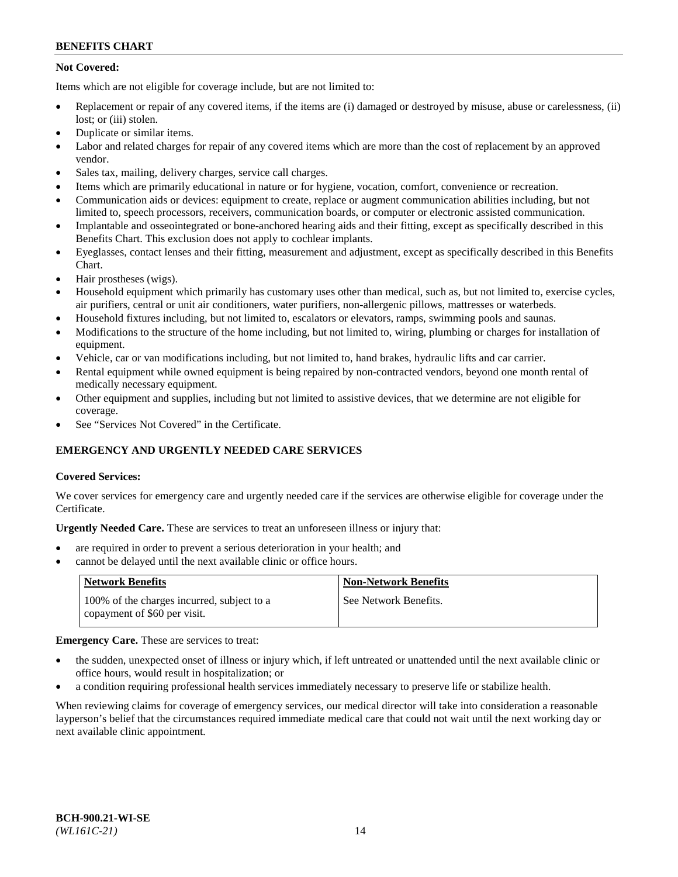**Not Covered:**

Items which are not eligible for coverage include, but are not limited to:

- Replacement or repair of any covered items, if the items are (i) damaged or destroyed by misuse, abuse or carelessness, (ii) lost; or (iii) stolen.
- Duplicate or similar items.
- Labor and related charges for repair of any covered items which are more than the cost of replacement by an approved vendor.
- Sales tax, mailing, delivery charges, service call charges.
- Items which are primarily educational in nature or for hygiene, vocation, comfort, convenience or recreation.
- Communication aids or devices: equipment to create, replace or augment communication abilities including, but not limited to, speech processors, receivers, communication boards, or computer or electronic assisted communication.
- Implantable and osseointegrated or bone-anchored hearing aids and their fitting, except as specifically described in this Benefits Chart. This exclusion does not apply to cochlear implants.
- Eyeglasses, contact lenses and their fitting, measurement and adjustment, except as specifically described in this Benefits Chart.
- Hair prostheses (wigs).
- Household equipment which primarily has customary uses other than medical, such as, but not limited to, exercise cycles, air purifiers, central or unit air conditioners, water purifiers, non-allergenic pillows, mattresses or waterbeds.
- Household fixtures including, but not limited to, escalators or elevators, ramps, swimming pools and saunas.
- Modifications to the structure of the home including, but not limited to, wiring, plumbing or charges for installation of equipment.
- Vehicle, car or van modifications including, but not limited to, hand brakes, hydraulic lifts and car carrier.
- Rental equipment while owned equipment is being repaired by non-contracted vendors, beyond one month rental of medically necessary equipment.
- Other equipment and supplies, including but not limited to assistive devices, that we determine are not eligible for coverage.
- See "Services Not Covered" in the Certificate.

## EMERGENCY AND URGENTLY NEEDED CARE SERVICES

**Covered Services:**

We cover services for emergency care and urgently needed care if the services are otherwise eligible for coverage under the Certificate.

**Urgently Needed Care.** These are services to treat an unforeseen illness or injury that:

- are required in order to prevent a serious deterioration in your health; and
- cannot be delayed until the next available clinic or office hours.

| Network Benefits | Non-Network Benefits |
|---|---|
| 100% of the charges incurred, subject to a copayment of $60 per visit. | See Network Benefits. |

**Emergency Care.** These are services to treat:

- the sudden, unexpected onset of illness or injury which, if left untreated or unattended until the next available clinic or office hours, would result in hospitalization; or
- a condition requiring professional health services immediately necessary to preserve life or stabilize health.

When reviewing claims for coverage of emergency services, our medical director will take into consideration a reasonable layperson's belief that the circumstances required immediate medical care that could not wait until the next working day or next available clinic appointment.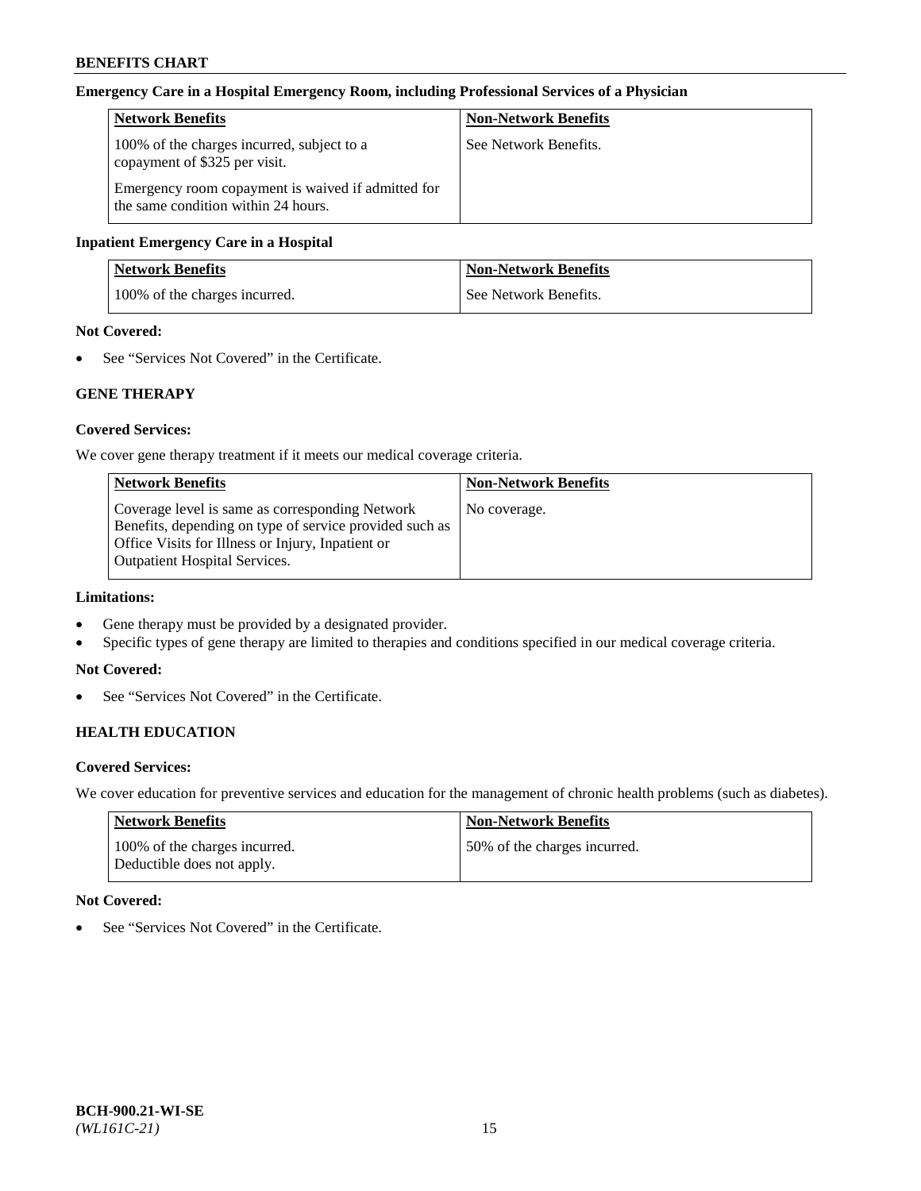**Emergency Care in a Hospital Emergency Room, including Professional Services of a Physician**

| Network Benefits | Non-Network Benefits |
| --- | --- |
| 100% of the charges incurred, subject to a copayment of $325 per visit.<br><br>Emergency room copayment is waived if admitted for the same condition within 24 hours. | See Network Benefits. |

**Inpatient Emergency Care in a Hospital**

| Network Benefits | Non-Network Benefits |
| --- | --- |
| 100% of the charges incurred. | See Network Benefits. |

**Not Covered:**

- See "Services Not Covered" in the Certificate.

## GENE THERAPY

**Covered Services:**

We cover gene therapy treatment if it meets our medical coverage criteria.

| Network Benefits | Non-Network Benefits |
| --- | --- |
| Coverage level is same as corresponding Network Benefits, depending on type of service provided such as Office Visits for Illness or Injury, Inpatient or Outpatient Hospital Services. | No coverage. |

**Limitations:**

- Gene therapy must be provided by a designated provider.
- Specific types of gene therapy are limited to therapies and conditions specified in our medical coverage criteria.

**Not Covered:**

- See "Services Not Covered" in the Certificate.

## HEALTH EDUCATION

**Covered Services:**

We cover education for preventive services and education for the management of chronic health problems (such as diabetes).

| Network Benefits | Non-Network Benefits |
| --- | --- |
| 100% of the charges incurred.<br>Deductible does not apply. | 50% of the charges incurred. |

**Not Covered:**

- See "Services Not Covered" in the Certificate.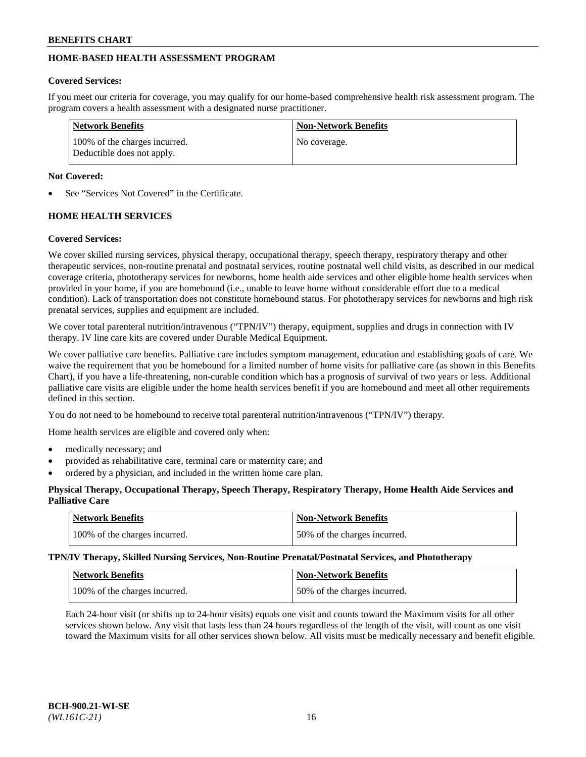## HOME-BASED HEALTH ASSESSMENT PROGRAM

**Covered Services:**

If you meet our criteria for coverage, you may qualify for our home-based comprehensive health risk assessment program. The program covers a health assessment with a designated nurse practitioner.

| Network Benefits | Non-Network Benefits |
|---|---|
| 100% of the charges incurred. Deductible does not apply. | No coverage. |

**Not Covered:**

- See "Services Not Covered" in the Certificate.

## HOME HEALTH SERVICES

**Covered Services:**

We cover skilled nursing services, physical therapy, occupational therapy, speech therapy, respiratory therapy and other therapeutic services, non-routine prenatal and postnatal services, routine postnatal well child visits, as described in our medical coverage criteria, phototherapy services for newborns, home health aide services and other eligible home health services when provided in your home, if you are homebound (i.e., unable to leave home without considerable effort due to a medical condition). Lack of transportation does not constitute homebound status. For phototherapy services for newborns and high risk prenatal services, supplies and equipment are included.

We cover total parenteral nutrition/intravenous ("TPN/IV") therapy, equipment, supplies and drugs in connection with IV therapy. IV line care kits are covered under Durable Medical Equipment.

We cover palliative care benefits. Palliative care includes symptom management, education and establishing goals of care. We waive the requirement that you be homebound for a limited number of home visits for palliative care (as shown in this Benefits Chart), if you have a life-threatening, non-curable condition which has a prognosis of survival of two years or less. Additional palliative care visits are eligible under the home health services benefit if you are homebound and meet all other requirements defined in this section.

You do not need to be homebound to receive total parenteral nutrition/intravenous ("TPN/IV") therapy.

Home health services are eligible and covered only when:

- medically necessary; and
- provided as rehabilitative care, terminal care or maternity care; and
- ordered by a physician, and included in the written home care plan.

**Physical Therapy, Occupational Therapy, Speech Therapy, Respiratory Therapy, Home Health Aide Services and Palliative Care**

| Network Benefits | Non-Network Benefits |
|---|---|
| 100% of the charges incurred. | 50% of the charges incurred. |

**TPN/IV Therapy, Skilled Nursing Services, Non-Routine Prenatal/Postnatal Services, and Phototherapy**

| Network Benefits | Non-Network Benefits |
|---|---|
| 100% of the charges incurred. | 50% of the charges incurred. |

Each 24-hour visit (or shifts up to 24-hour visits) equals one visit and counts toward the Maximum visits for all other services shown below. Any visit that lasts less than 24 hours regardless of the length of the visit, will count as one visit toward the Maximum visits for all other services shown below. All visits must be medically necessary and benefit eligible.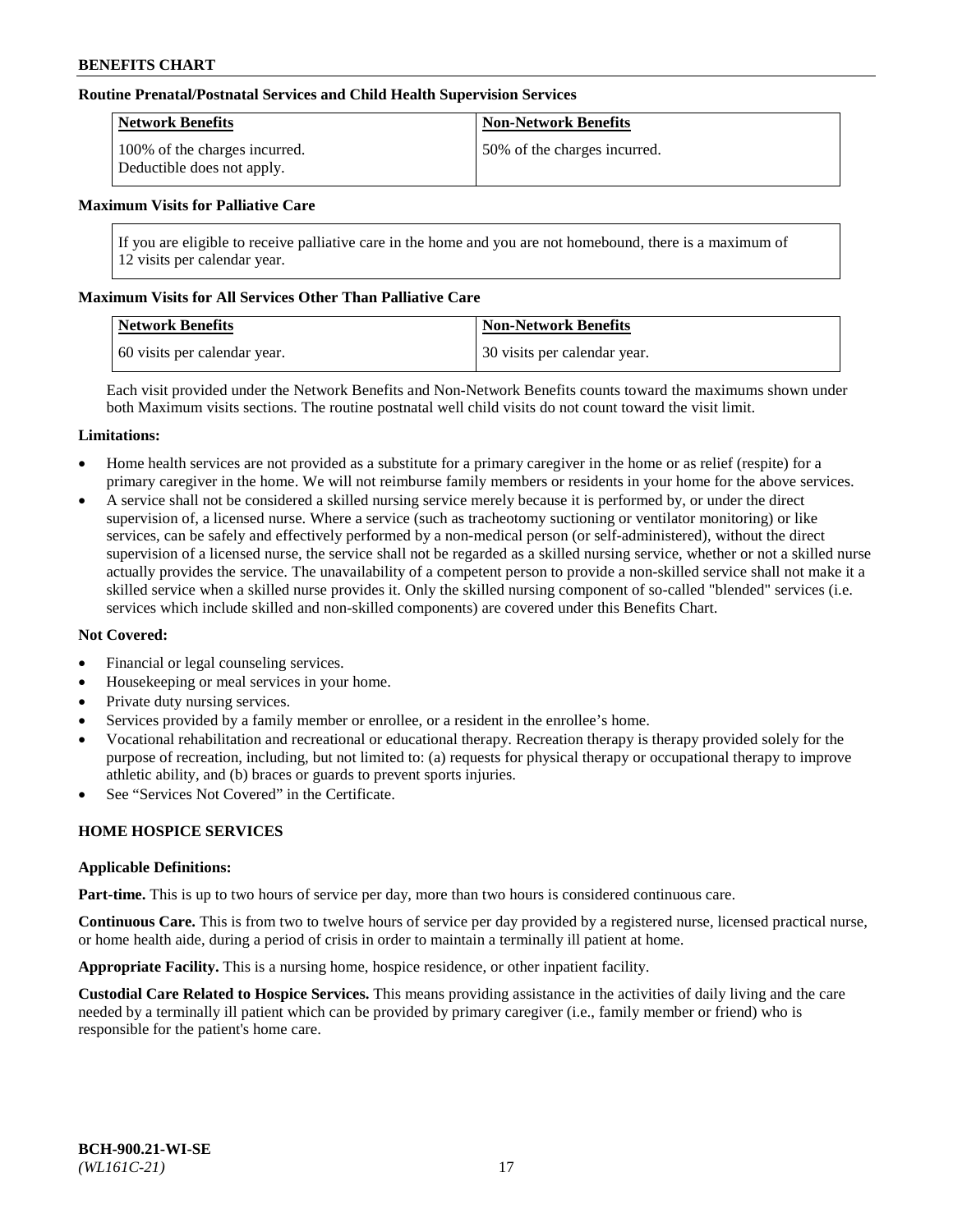**Routine Prenatal/Postnatal Services and Child Health Supervision Services**

| Network Benefits | Non-Network Benefits |
|---|---|
| 100% of the charges incurred. Deductible does not apply. | 50% of the charges incurred. |

**Maximum Visits for Palliative Care**

If you are eligible to receive palliative care in the home and you are not homebound, there is a maximum of 12 visits per calendar year.

**Maximum Visits for All Services Other Than Palliative Care**

| Network Benefits | Non-Network Benefits |
|---|---|
| 60 visits per calendar year. | 30 visits per calendar year. |

Each visit provided under the Network Benefits and Non-Network Benefits counts toward the maximums shown under both Maximum visits sections. The routine postnatal well child visits do not count toward the visit limit.

**Limitations:**

- Home health services are not provided as a substitute for a primary caregiver in the home or as relief (respite) for a primary caregiver in the home. We will not reimburse family members or residents in your home for the above services.
- A service shall not be considered a skilled nursing service merely because it is performed by, or under the direct supervision of, a licensed nurse. Where a service (such as tracheotomy suctioning or ventilator monitoring) or like services, can be safely and effectively performed by a non-medical person (or self-administered), without the direct supervision of a licensed nurse, the service shall not be regarded as a skilled nursing service, whether or not a skilled nurse actually provides the service. The unavailability of a competent person to provide a non-skilled service shall not make it a skilled service when a skilled nurse provides it. Only the skilled nursing component of so-called "blended" services (i.e. services which include skilled and non-skilled components) are covered under this Benefits Chart.

**Not Covered:**

- Financial or legal counseling services.
- Housekeeping or meal services in your home.
- Private duty nursing services.
- Services provided by a family member or enrollee, or a resident in the enrollee's home.
- Vocational rehabilitation and recreational or educational therapy. Recreation therapy is therapy provided solely for the purpose of recreation, including, but not limited to: (a) requests for physical therapy or occupational therapy to improve athletic ability, and (b) braces or guards to prevent sports injuries.
- See "Services Not Covered" in the Certificate.

## HOME HOSPICE SERVICES

**Applicable Definitions:**

**Part-time.** This is up to two hours of service per day, more than two hours is considered continuous care.

**Continuous Care.** This is from two to twelve hours of service per day provided by a registered nurse, licensed practical nurse, or home health aide, during a period of crisis in order to maintain a terminally ill patient at home.

**Appropriate Facility.** This is a nursing home, hospice residence, or other inpatient facility.

**Custodial Care Related to Hospice Services.** This means providing assistance in the activities of daily living and the care needed by a terminally ill patient which can be provided by primary caregiver (i.e., family member or friend) who is responsible for the patient's home care.

**BCH-900.21-WI-SE**
*(WL161C-21)*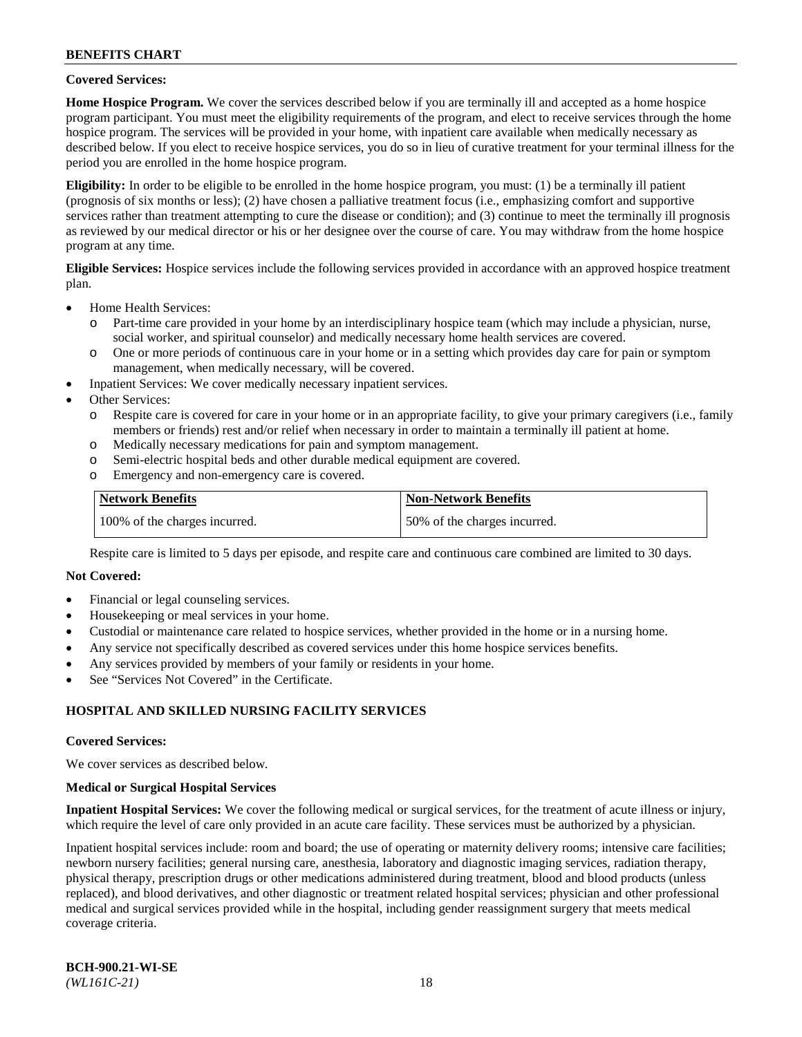**Covered Services:**

**Home Hospice Program.** We cover the services described below if you are terminally ill and accepted as a home hospice program participant. You must meet the eligibility requirements of the program, and elect to receive services through the home hospice program. The services will be provided in your home, with inpatient care available when medically necessary as described below. If you elect to receive hospice services, you do so in lieu of curative treatment for your terminal illness for the period you are enrolled in the home hospice program.

**Eligibility:** In order to be eligible to be enrolled in the home hospice program, you must: (1) be a terminally ill patient (prognosis of six months or less); (2) have chosen a palliative treatment focus (i.e., emphasizing comfort and supportive services rather than treatment attempting to cure the disease or condition); and (3) continue to meet the terminally ill prognosis as reviewed by our medical director or his or her designee over the course of care. You may withdraw from the home hospice program at any time.

**Eligible Services:** Hospice services include the following services provided in accordance with an approved hospice treatment plan.

- Home Health Services:
  - Part-time care provided in your home by an interdisciplinary hospice team (which may include a physician, nurse, social worker, and spiritual counselor) and medically necessary home health services are covered.
  - One or more periods of continuous care in your home or in a setting which provides day care for pain or symptom management, when medically necessary, will be covered.
- Inpatient Services: We cover medically necessary inpatient services.
- Other Services:
  - Respite care is covered for care in your home or in an appropriate facility, to give your primary caregivers (i.e., family members or friends) rest and/or relief when necessary in order to maintain a terminally ill patient at home.
  - Medically necessary medications for pain and symptom management.
  - Semi-electric hospital beds and other durable medical equipment are covered.
  - Emergency and non-emergency care is covered.

| Network Benefits | Non-Network Benefits |
|---|---|
| 100% of the charges incurred. | 50% of the charges incurred. |

Respite care is limited to 5 days per episode, and respite care and continuous care combined are limited to 30 days.

**Not Covered:**

- Financial or legal counseling services.
- Housekeeping or meal services in your home.
- Custodial or maintenance care related to hospice services, whether provided in the home or in a nursing home.
- Any service not specifically described as covered services under this home hospice services benefits.
- Any services provided by members of your family or residents in your home.
- See "Services Not Covered" in the Certificate.

## HOSPITAL AND SKILLED NURSING FACILITY SERVICES

**Covered Services:**

We cover services as described below.

**Medical or Surgical Hospital Services**

**Inpatient Hospital Services:** We cover the following medical or surgical services, for the treatment of acute illness or injury, which require the level of care only provided in an acute care facility. These services must be authorized by a physician.

Inpatient hospital services include: room and board; the use of operating or maternity delivery rooms; intensive care facilities; newborn nursery facilities; general nursing care, anesthesia, laboratory and diagnostic imaging services, radiation therapy, physical therapy, prescription drugs or other medications administered during treatment, blood and blood products (unless replaced), and blood derivatives, and other diagnostic or treatment related hospital services; physician and other professional medical and surgical services provided while in the hospital, including gender reassignment surgery that meets medical coverage criteria.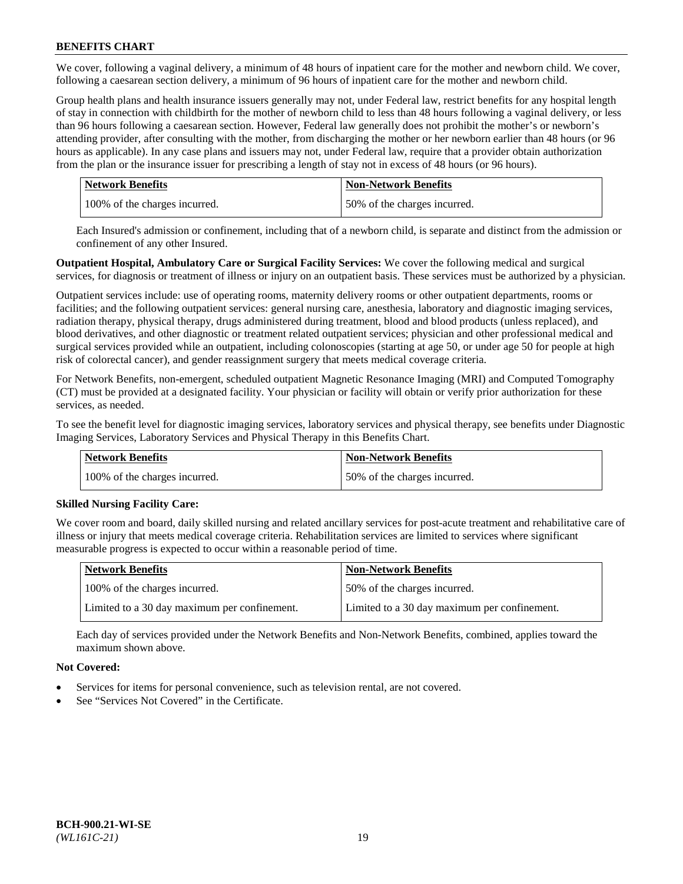We cover, following a vaginal delivery, a minimum of 48 hours of inpatient care for the mother and newborn child. We cover, following a caesarean section delivery, a minimum of 96 hours of inpatient care for the mother and newborn child.

Group health plans and health insurance issuers generally may not, under Federal law, restrict benefits for any hospital length of stay in connection with childbirth for the mother of newborn child to less than 48 hours following a vaginal delivery, or less than 96 hours following a caesarean section. However, Federal law generally does not prohibit the mother's or newborn's attending provider, after consulting with the mother, from discharging the mother or her newborn earlier than 48 hours (or 96 hours as applicable). In any case plans and issuers may not, under Federal law, require that a provider obtain authorization from the plan or the insurance issuer for prescribing a length of stay not in excess of 48 hours (or 96 hours).

| Network Benefits | Non-Network Benefits |
|---|---|
| 100% of the charges incurred. | 50% of the charges incurred. |

Each Insured's admission or confinement, including that of a newborn child, is separate and distinct from the admission or confinement of any other Insured.

**Outpatient Hospital, Ambulatory Care or Surgical Facility Services:** We cover the following medical and surgical services, for diagnosis or treatment of illness or injury on an outpatient basis. These services must be authorized by a physician.

Outpatient services include: use of operating rooms, maternity delivery rooms or other outpatient departments, rooms or facilities; and the following outpatient services: general nursing care, anesthesia, laboratory and diagnostic imaging services, radiation therapy, physical therapy, drugs administered during treatment, blood and blood products (unless replaced), and blood derivatives, and other diagnostic or treatment related outpatient services; physician and other professional medical and surgical services provided while an outpatient, including colonoscopies (starting at age 50, or under age 50 for people at high risk of colorectal cancer), and gender reassignment surgery that meets medical coverage criteria.

For Network Benefits, non-emergent, scheduled outpatient Magnetic Resonance Imaging (MRI) and Computed Tomography (CT) must be provided at a designated facility. Your physician or facility will obtain or verify prior authorization for these services, as needed.

To see the benefit level for diagnostic imaging services, laboratory services and physical therapy, see benefits under Diagnostic Imaging Services, Laboratory Services and Physical Therapy in this Benefits Chart.

| Network Benefits | Non-Network Benefits |
|---|---|
| 100% of the charges incurred. | 50% of the charges incurred. |

**Skilled Nursing Facility Care:**

We cover room and board, daily skilled nursing and related ancillary services for post-acute treatment and rehabilitative care of illness or injury that meets medical coverage criteria. Rehabilitation services are limited to services where significant measurable progress is expected to occur within a reasonable period of time.

| Network Benefits | Non-Network Benefits |
|---|---|
| 100% of the charges incurred. | 50% of the charges incurred. |
| Limited to a 30 day maximum per confinement. | Limited to a 30 day maximum per confinement. |

Each day of services provided under the Network Benefits and Non-Network Benefits, combined, applies toward the maximum shown above.

**Not Covered:**

- Services for items for personal convenience, such as television rental, are not covered.
- See "Services Not Covered" in the Certificate.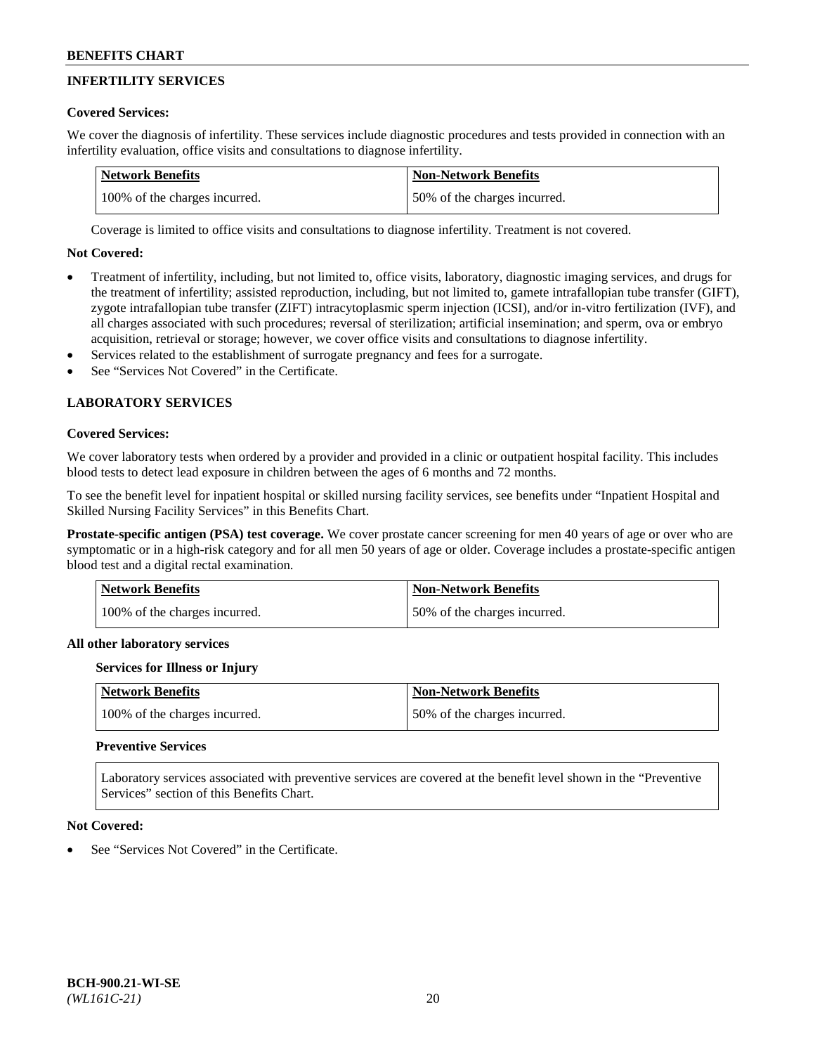## INFERTILITY SERVICES

### Covered Services:

We cover the diagnosis of infertility. These services include diagnostic procedures and tests provided in connection with an infertility evaluation, office visits and consultations to diagnose infertility.

| Network Benefits | Non-Network Benefits |
| --- | --- |
| 100% of the charges incurred. | 50% of the charges incurred. |

Coverage is limited to office visits and consultations to diagnose infertility. Treatment is not covered.

### Not Covered:

- Treatment of infertility, including, but not limited to, office visits, laboratory, diagnostic imaging services, and drugs for the treatment of infertility; assisted reproduction, including, but not limited to, gamete intrafallopian tube transfer (GIFT), zygote intrafallopian tube transfer (ZIFT) intracytoplasmic sperm injection (ICSI), and/or in-vitro fertilization (IVF), and all charges associated with such procedures; reversal of sterilization; artificial insemination; and sperm, ova or embryo acquisition, retrieval or storage; however, we cover office visits and consultations to diagnose infertility.
- Services related to the establishment of surrogate pregnancy and fees for a surrogate.
- See "Services Not Covered" in the Certificate.

## LABORATORY SERVICES

### Covered Services:

We cover laboratory tests when ordered by a provider and provided in a clinic or outpatient hospital facility. This includes blood tests to detect lead exposure in children between the ages of 6 months and 72 months.

To see the benefit level for inpatient hospital or skilled nursing facility services, see benefits under "Inpatient Hospital and Skilled Nursing Facility Services" in this Benefits Chart.

**Prostate-specific antigen (PSA) test coverage.** We cover prostate cancer screening for men 40 years of age or over who are symptomatic or in a high-risk category and for all men 50 years of age or older. Coverage includes a prostate-specific antigen blood test and a digital rectal examination.

| Network Benefits | Non-Network Benefits |
| --- | --- |
| 100% of the charges incurred. | 50% of the charges incurred. |

**All other laboratory services**

**Services for Illness or Injury**

| Network Benefits | Non-Network Benefits |
| --- | --- |
| 100% of the charges incurred. | 50% of the charges incurred. |

**Preventive Services**

Laboratory services associated with preventive services are covered at the benefit level shown in the "Preventive Services" section of this Benefits Chart.

### Not Covered:

- See "Services Not Covered" in the Certificate.

BCH-900.21-WI-SE
*(WL161C-21)*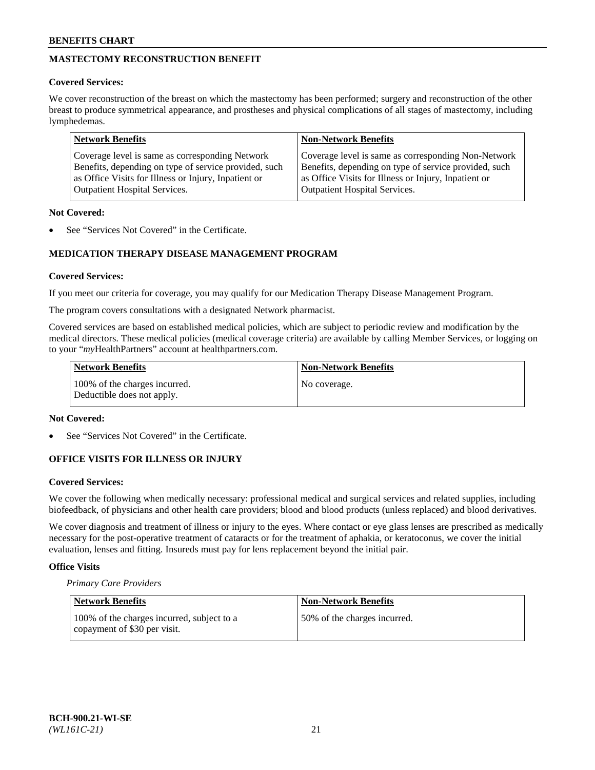## MASTECTOMY RECONSTRUCTION BENEFIT

**Covered Services:**

We cover reconstruction of the breast on which the mastectomy has been performed; surgery and reconstruction of the other breast to produce symmetrical appearance, and prostheses and physical complications of all stages of mastectomy, including lymphedemas.

| Network Benefits | Non-Network Benefits |
|---|---|
| Coverage level is same as corresponding Network Benefits, depending on type of service provided, such as Office Visits for Illness or Injury, Inpatient or Outpatient Hospital Services. | Coverage level is same as corresponding Non-Network Benefits, depending on type of service provided, such as Office Visits for Illness or Injury, Inpatient or Outpatient Hospital Services. |

**Not Covered:**

- See "Services Not Covered" in the Certificate.

## MEDICATION THERAPY DISEASE MANAGEMENT PROGRAM

**Covered Services:**

If you meet our criteria for coverage, you may qualify for our Medication Therapy Disease Management Program.

The program covers consultations with a designated Network pharmacist.

Covered services are based on established medical policies, which are subject to periodic review and modification by the medical directors. These medical policies (medical coverage criteria) are available by calling Member Services, or logging on to your "*my*HealthPartners" account at healthpartners.com.

| Network Benefits | Non-Network Benefits |
|---|---|
| 100% of the charges incurred. Deductible does not apply. | No coverage. |

**Not Covered:**

- See "Services Not Covered" in the Certificate.

## OFFICE VISITS FOR ILLNESS OR INJURY

**Covered Services:**

We cover the following when medically necessary: professional medical and surgical services and related supplies, including biofeedback, of physicians and other health care providers; blood and blood products (unless replaced) and blood derivatives.

We cover diagnosis and treatment of illness or injury to the eyes. Where contact or eye glass lenses are prescribed as medically necessary for the post-operative treatment of cataracts or for the treatment of aphakia, or keratoconus, we cover the initial evaluation, lenses and fitting. Insureds must pay for lens replacement beyond the initial pair.

**Office Visits**

*Primary Care Providers*

| Network Benefits | Non-Network Benefits |
|---|---|
| 100% of the charges incurred, subject to a copayment of $30 per visit. | 50% of the charges incurred. |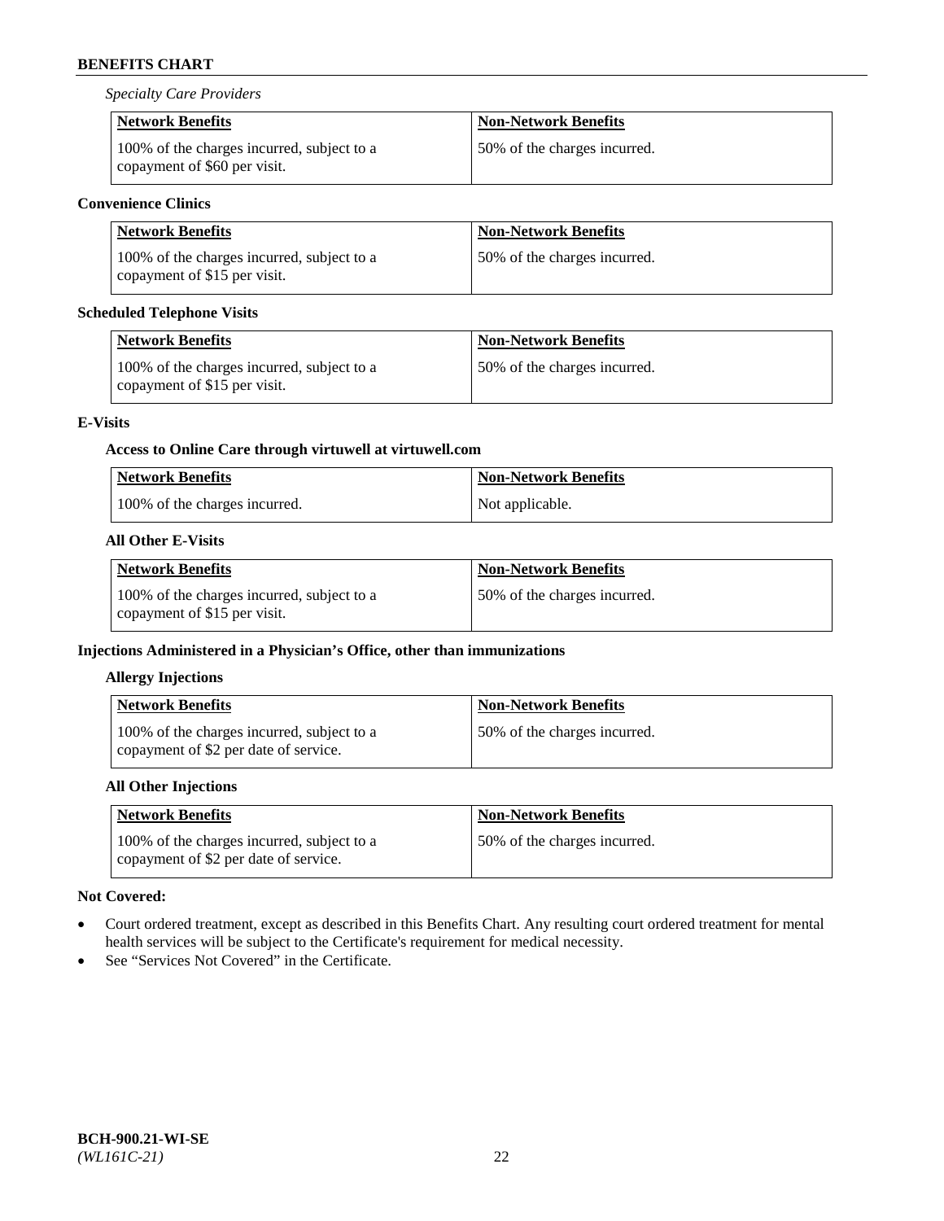*Specialty Care Providers*

| Network Benefits | Non-Network Benefits |
| --- | --- |
| 100% of the charges incurred, subject to a copayment of $60 per visit. | 50% of the charges incurred. |

**Convenience Clinics**

| Network Benefits | Non-Network Benefits |
| --- | --- |
| 100% of the charges incurred, subject to a copayment of $15 per visit. | 50% of the charges incurred. |

**Scheduled Telephone Visits**

| Network Benefits | Non-Network Benefits |
| --- | --- |
| 100% of the charges incurred, subject to a copayment of $15 per visit. | 50% of the charges incurred. |

**E-Visits**

**Access to Online Care through virtuwell at virtuwell.com**

| Network Benefits | Non-Network Benefits |
| --- | --- |
| 100% of the charges incurred. | Not applicable. |

**All Other E-Visits**

| Network Benefits | Non-Network Benefits |
| --- | --- |
| 100% of the charges incurred, subject to a copayment of $15 per visit. | 50% of the charges incurred. |

**Injections Administered in a Physician's Office, other than immunizations**

**Allergy Injections**

| Network Benefits | Non-Network Benefits |
| --- | --- |
| 100% of the charges incurred, subject to a copayment of $2 per date of service. | 50% of the charges incurred. |

**All Other Injections**

| Network Benefits | Non-Network Benefits |
| --- | --- |
| 100% of the charges incurred, subject to a copayment of $2 per date of service. | 50% of the charges incurred. |

**Not Covered:**

- Court ordered treatment, except as described in this Benefits Chart. Any resulting court ordered treatment for mental health services will be subject to the Certificate's requirement for medical necessity.
- See "Services Not Covered" in the Certificate.

**BCH-900.21-WI-SE**
*(WL161C-21)*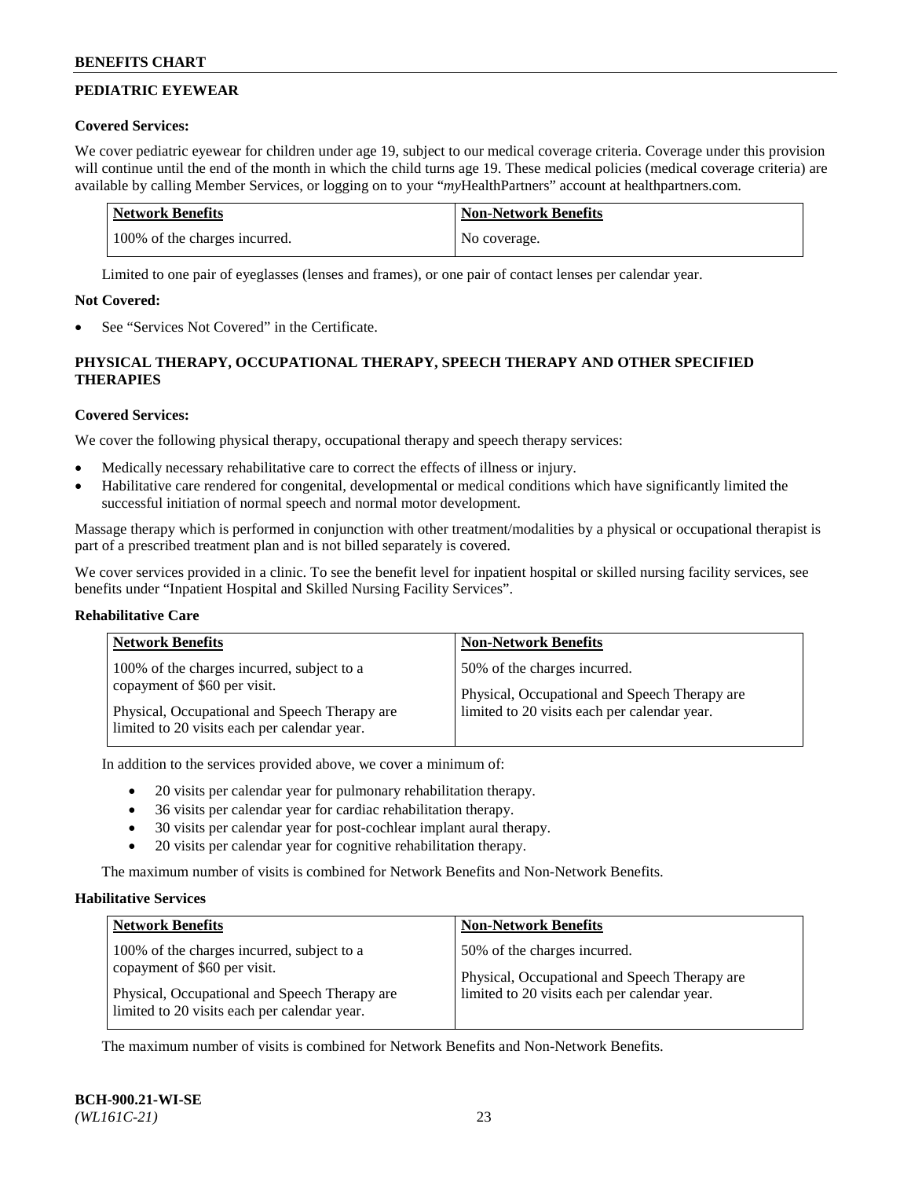## PEDIATRIC EYEWEAR

### Covered Services:

We cover pediatric eyewear for children under age 19, subject to our medical coverage criteria. Coverage under this provision will continue until the end of the month in which the child turns age 19. These medical policies (medical coverage criteria) are available by calling Member Services, or logging on to your "*my*HealthPartners" account at healthpartners.com.

| Network Benefits | Non-Network Benefits |
|---|---|
| 100% of the charges incurred. | No coverage. |

Limited to one pair of eyeglasses (lenses and frames), or one pair of contact lenses per calendar year.

### Not Covered:

- See "Services Not Covered" in the Certificate.

## PHYSICAL THERAPY, OCCUPATIONAL THERAPY, SPEECH THERAPY AND OTHER SPECIFIED THERAPIES

### Covered Services:

We cover the following physical therapy, occupational therapy and speech therapy services:

- Medically necessary rehabilitative care to correct the effects of illness or injury.
- Habilitative care rendered for congenital, developmental or medical conditions which have significantly limited the successful initiation of normal speech and normal motor development.

Massage therapy which is performed in conjunction with other treatment/modalities by a physical or occupational therapist is part of a prescribed treatment plan and is not billed separately is covered.

We cover services provided in a clinic. To see the benefit level for inpatient hospital or skilled nursing facility services, see benefits under "Inpatient Hospital and Skilled Nursing Facility Services".

### Rehabilitative Care

| Network Benefits | Non-Network Benefits |
|---|---|
| 100% of the charges incurred, subject to a copayment of $60 per visit.<br><br>Physical, Occupational and Speech Therapy are limited to 20 visits each per calendar year. | 50% of the charges incurred.<br><br>Physical, Occupational and Speech Therapy are limited to 20 visits each per calendar year. |

In addition to the services provided above, we cover a minimum of:

- 20 visits per calendar year for pulmonary rehabilitation therapy.
- 36 visits per calendar year for cardiac rehabilitation therapy.
- 30 visits per calendar year for post-cochlear implant aural therapy.
- 20 visits per calendar year for cognitive rehabilitation therapy.

The maximum number of visits is combined for Network Benefits and Non-Network Benefits.

### Habilitative Services

| Network Benefits | Non-Network Benefits |
|---|---|
| 100% of the charges incurred, subject to a copayment of $60 per visit.<br><br>Physical, Occupational and Speech Therapy are limited to 20 visits each per calendar year. | 50% of the charges incurred.<br><br>Physical, Occupational and Speech Therapy are limited to 20 visits each per calendar year. |

The maximum number of visits is combined for Network Benefits and Non-Network Benefits.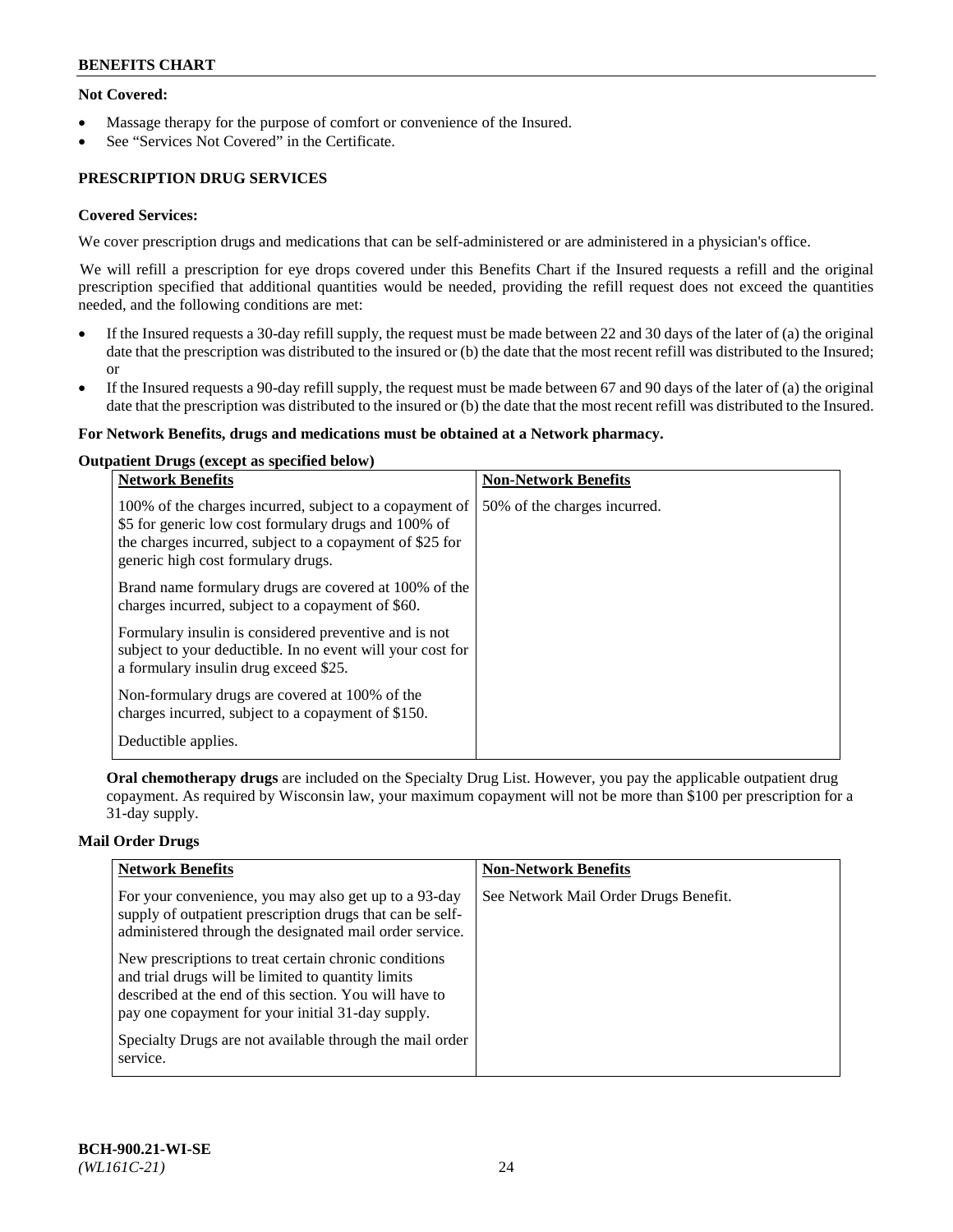**Not Covered:**

- Massage therapy for the purpose of comfort or convenience of the Insured.
- See "Services Not Covered" in the Certificate.

**PRESCRIPTION DRUG SERVICES**

**Covered Services:**

We cover prescription drugs and medications that can be self-administered or are administered in a physician's office.

We will refill a prescription for eye drops covered under this Benefits Chart if the Insured requests a refill and the original prescription specified that additional quantities would be needed, providing the refill request does not exceed the quantities needed, and the following conditions are met:

- If the Insured requests a 30-day refill supply, the request must be made between 22 and 30 days of the later of (a) the original date that the prescription was distributed to the insured or (b) the date that the most recent refill was distributed to the Insured; or
- If the Insured requests a 90-day refill supply, the request must be made between 67 and 90 days of the later of (a) the original date that the prescription was distributed to the insured or (b) the date that the most recent refill was distributed to the Insured.

**For Network Benefits, drugs and medications must be obtained at a Network pharmacy.**

**Outpatient Drugs (except as specified below)**

| Network Benefits | Non-Network Benefits |
|---|---|
| 100% of the charges incurred, subject to a copayment of $5 for generic low cost formulary drugs and 100% of the charges incurred, subject to a copayment of $25 for generic high cost formulary drugs.<br><br>Brand name formulary drugs are covered at 100% of the charges incurred, subject to a copayment of $60.<br><br>Formulary insulin is considered preventive and is not subject to your deductible. In no event will your cost for a formulary insulin drug exceed $25.<br><br>Non-formulary drugs are covered at 100% of the charges incurred, subject to a copayment of $150.<br><br>Deductible applies. | 50% of the charges incurred. |

**Oral chemotherapy drugs** are included on the Specialty Drug List. However, you pay the applicable outpatient drug copayment. As required by Wisconsin law, your maximum copayment will not be more than $100 per prescription for a 31-day supply.

**Mail Order Drugs**

| Network Benefits | Non-Network Benefits |
|---|---|
| For your convenience, you may also get up to a 93-day supply of outpatient prescription drugs that can be self-administered through the designated mail order service.<br><br>New prescriptions to treat certain chronic conditions and trial drugs will be limited to quantity limits described at the end of this section. You will have to pay one copayment for your initial 31-day supply.<br><br>Specialty Drugs are not available through the mail order service. | See Network Mail Order Drugs Benefit. |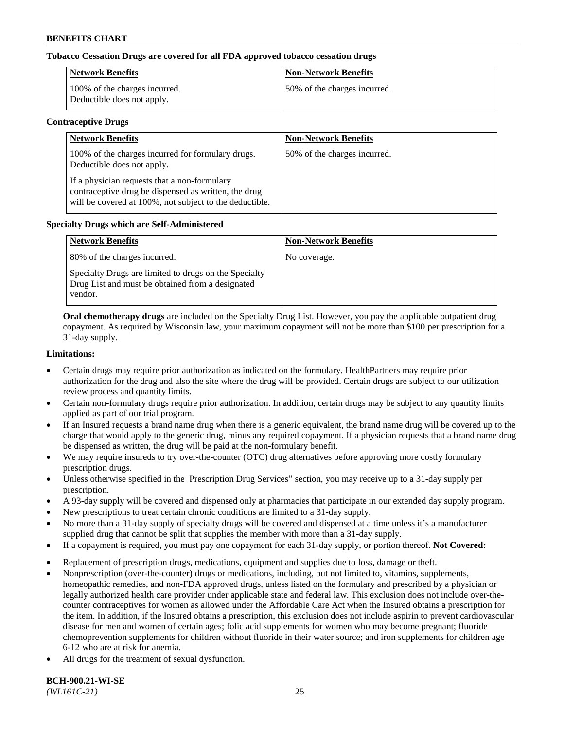**Tobacco Cessation Drugs are covered for all FDA approved tobacco cessation drugs**

| Network Benefits | Non-Network Benefits |
|---|---|
| 100% of the charges incurred. Deductible does not apply. | 50% of the charges incurred. |

**Contraceptive Drugs**

| Network Benefits | Non-Network Benefits |
|---|---|
| 100% of the charges incurred for formulary drugs. Deductible does not apply.<br><br>If a physician requests that a non-formulary contraceptive drug be dispensed as written, the drug will be covered at 100%, not subject to the deductible. | 50% of the charges incurred. |

**Specialty Drugs which are Self-Administered**

| Network Benefits | Non-Network Benefits |
|---|---|
| 80% of the charges incurred.<br><br>Specialty Drugs are limited to drugs on the Specialty Drug List and must be obtained from a designated vendor. | No coverage. |

**Oral chemotherapy drugs** are included on the Specialty Drug List. However, you pay the applicable outpatient drug copayment. As required by Wisconsin law, your maximum copayment will not be more than $100 per prescription for a 31-day supply.

**Limitations:**

- Certain drugs may require prior authorization as indicated on the formulary. HealthPartners may require prior authorization for the drug and also the site where the drug will be provided. Certain drugs are subject to our utilization review process and quantity limits.
- Certain non-formulary drugs require prior authorization. In addition, certain drugs may be subject to any quantity limits applied as part of our trial program.
- If an Insured requests a brand name drug when there is a generic equivalent, the brand name drug will be covered up to the charge that would apply to the generic drug, minus any required copayment. If a physician requests that a brand name drug be dispensed as written, the drug will be paid at the non-formulary benefit.
- We may require insureds to try over-the-counter (OTC) drug alternatives before approving more costly formulary prescription drugs.
- Unless otherwise specified in the Prescription Drug Services" section, you may receive up to a 31-day supply per prescription.
- A 93-day supply will be covered and dispensed only at pharmacies that participate in our extended day supply program.
- New prescriptions to treat certain chronic conditions are limited to a 31-day supply.
- No more than a 31-day supply of specialty drugs will be covered and dispensed at a time unless it's a manufacturer supplied drug that cannot be split that supplies the member with more than a 31-day supply.
- If a copayment is required, you must pay one copayment for each 31-day supply, or portion thereof.

**Not Covered:**

- Replacement of prescription drugs, medications, equipment and supplies due to loss, damage or theft.
- Nonprescription (over-the-counter) drugs or medications, including, but not limited to, vitamins, supplements, homeopathic remedies, and non-FDA approved drugs, unless listed on the formulary and prescribed by a physician or legally authorized health care provider under applicable state and federal law. This exclusion does not include over-the-counter contraceptives for women as allowed under the Affordable Care Act when the Insured obtains a prescription for the item. In addition, if the Insured obtains a prescription, this exclusion does not include aspirin to prevent cardiovascular disease for men and women of certain ages; folic acid supplements for women who may become pregnant; fluoride chemoprevention supplements for children without fluoride in their water source; and iron supplements for children age 6-12 who are at risk for anemia.
- All drugs for the treatment of sexual dysfunction.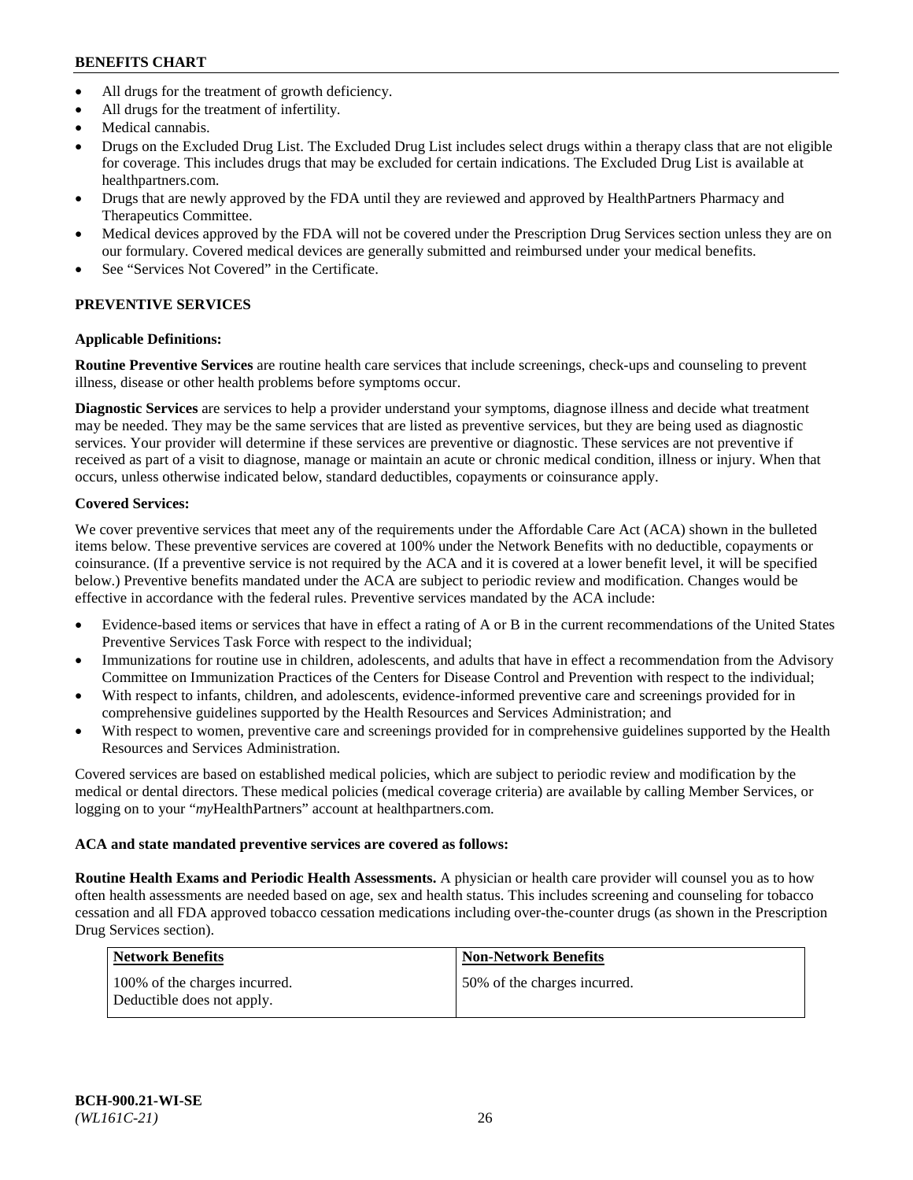- All drugs for the treatment of growth deficiency.
- All drugs for the treatment of infertility.
- Medical cannabis.
- Drugs on the Excluded Drug List. The Excluded Drug List includes select drugs within a therapy class that are not eligible for coverage. This includes drugs that may be excluded for certain indications. The Excluded Drug List is available at healthpartners.com.
- Drugs that are newly approved by the FDA until they are reviewed and approved by HealthPartners Pharmacy and Therapeutics Committee.
- Medical devices approved by the FDA will not be covered under the Prescription Drug Services section unless they are on our formulary. Covered medical devices are generally submitted and reimbursed under your medical benefits.
- See "Services Not Covered" in the Certificate.

## PREVENTIVE SERVICES

### Applicable Definitions:

**Routine Preventive Services** are routine health care services that include screenings, check-ups and counseling to prevent illness, disease or other health problems before symptoms occur.

**Diagnostic Services** are services to help a provider understand your symptoms, diagnose illness and decide what treatment may be needed. They may be the same services that are listed as preventive services, but they are being used as diagnostic services. Your provider will determine if these services are preventive or diagnostic. These services are not preventive if received as part of a visit to diagnose, manage or maintain an acute or chronic medical condition, illness or injury. When that occurs, unless otherwise indicated below, standard deductibles, copayments or coinsurance apply.

### Covered Services:

We cover preventive services that meet any of the requirements under the Affordable Care Act (ACA) shown in the bulleted items below. These preventive services are covered at 100% under the Network Benefits with no deductible, copayments or coinsurance. (If a preventive service is not required by the ACA and it is covered at a lower benefit level, it will be specified below.) Preventive benefits mandated under the ACA are subject to periodic review and modification. Changes would be effective in accordance with the federal rules. Preventive services mandated by the ACA include:

- Evidence-based items or services that have in effect a rating of A or B in the current recommendations of the United States Preventive Services Task Force with respect to the individual;
- Immunizations for routine use in children, adolescents, and adults that have in effect a recommendation from the Advisory Committee on Immunization Practices of the Centers for Disease Control and Prevention with respect to the individual;
- With respect to infants, children, and adolescents, evidence-informed preventive care and screenings provided for in comprehensive guidelines supported by the Health Resources and Services Administration; and
- With respect to women, preventive care and screenings provided for in comprehensive guidelines supported by the Health Resources and Services Administration.

Covered services are based on established medical policies, which are subject to periodic review and modification by the medical or dental directors. These medical policies (medical coverage criteria) are available by calling Member Services, or logging on to your "*my*HealthPartners" account at healthpartners.com.

### ACA and state mandated preventive services are covered as follows:

**Routine Health Exams and Periodic Health Assessments.** A physician or health care provider will counsel you as to how often health assessments are needed based on age, sex and health status. This includes screening and counseling for tobacco cessation and all FDA approved tobacco cessation medications including over-the-counter drugs (as shown in the Prescription Drug Services section).

| Network Benefits | Non-Network Benefits |
|---|---|
| 100% of the charges incurred. Deductible does not apply. | 50% of the charges incurred. |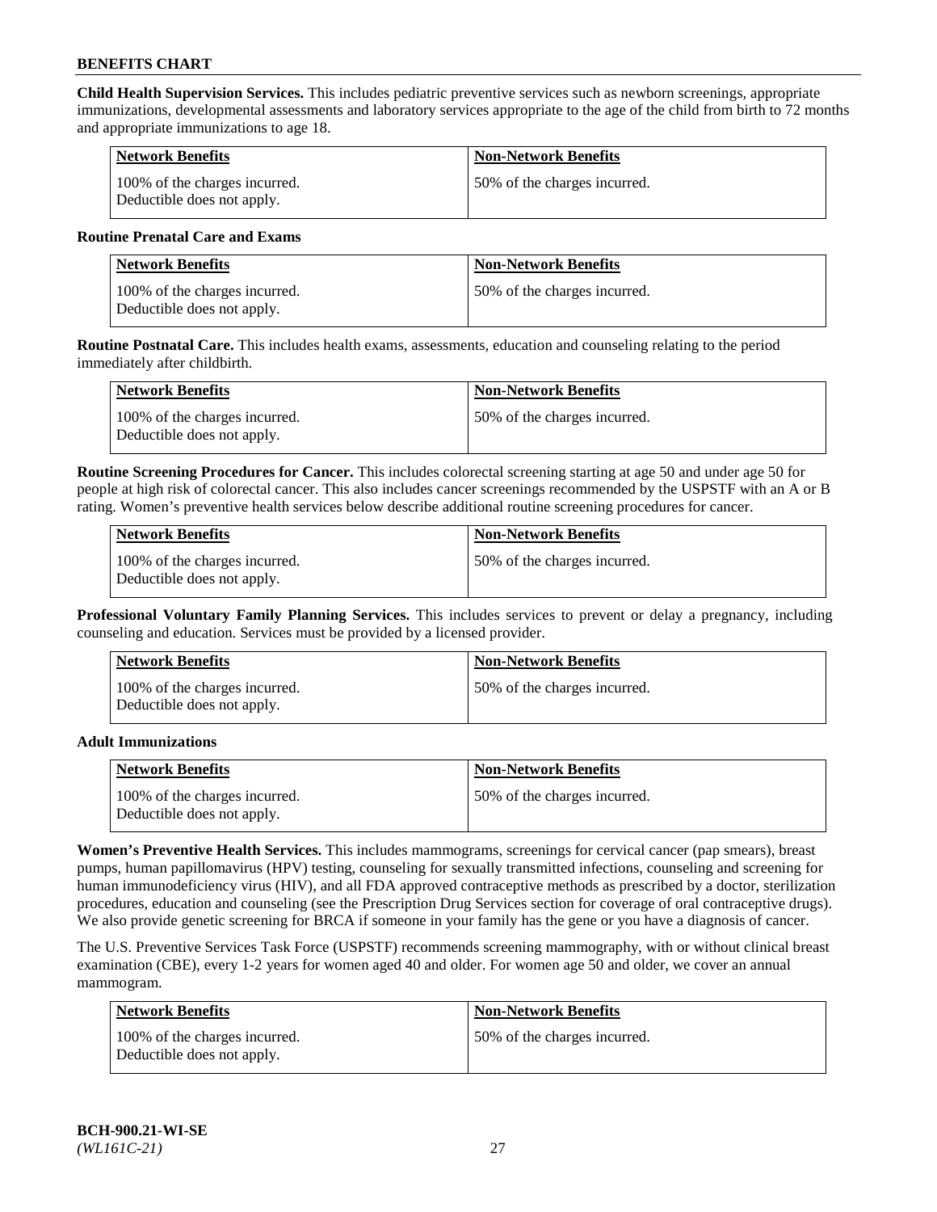**Child Health Supervision Services.** This includes pediatric preventive services such as newborn screenings, appropriate immunizations, developmental assessments and laboratory services appropriate to the age of the child from birth to 72 months and appropriate immunizations to age 18.

| Network Benefits | Non-Network Benefits |
|---|---|
| 100% of the charges incurred. Deductible does not apply. | 50% of the charges incurred. |

**Routine Prenatal Care and Exams**

| Network Benefits | Non-Network Benefits |
|---|---|
| 100% of the charges incurred. Deductible does not apply. | 50% of the charges incurred. |

**Routine Postnatal Care.** This includes health exams, assessments, education and counseling relating to the period immediately after childbirth.

| Network Benefits | Non-Network Benefits |
|---|---|
| 100% of the charges incurred. Deductible does not apply. | 50% of the charges incurred. |

**Routine Screening Procedures for Cancer.** This includes colorectal screening starting at age 50 and under age 50 for people at high risk of colorectal cancer. This also includes cancer screenings recommended by the USPSTF with an A or B rating. Women's preventive health services below describe additional routine screening procedures for cancer.

| Network Benefits | Non-Network Benefits |
|---|---|
| 100% of the charges incurred. Deductible does not apply. | 50% of the charges incurred. |

**Professional Voluntary Family Planning Services.** This includes services to prevent or delay a pregnancy, including counseling and education. Services must be provided by a licensed provider.

| Network Benefits | Non-Network Benefits |
|---|---|
| 100% of the charges incurred. Deductible does not apply. | 50% of the charges incurred. |

**Adult Immunizations**

| Network Benefits | Non-Network Benefits |
|---|---|
| 100% of the charges incurred. Deductible does not apply. | 50% of the charges incurred. |

**Women's Preventive Health Services.** This includes mammograms, screenings for cervical cancer (pap smears), breast pumps, human papillomavirus (HPV) testing, counseling for sexually transmitted infections, counseling and screening for human immunodeficiency virus (HIV), and all FDA approved contraceptive methods as prescribed by a doctor, sterilization procedures, education and counseling (see the Prescription Drug Services section for coverage of oral contraceptive drugs). We also provide genetic screening for BRCA if someone in your family has the gene or you have a diagnosis of cancer.

The U.S. Preventive Services Task Force (USPSTF) recommends screening mammography, with or without clinical breast examination (CBE), every 1-2 years for women aged 40 and older. For women age 50 and older, we cover an annual mammogram.

| Network Benefits | Non-Network Benefits |
|---|---|
| 100% of the charges incurred. Deductible does not apply. | 50% of the charges incurred. |

**BCH-900.21-WI-SE**
*(WL161C-21)*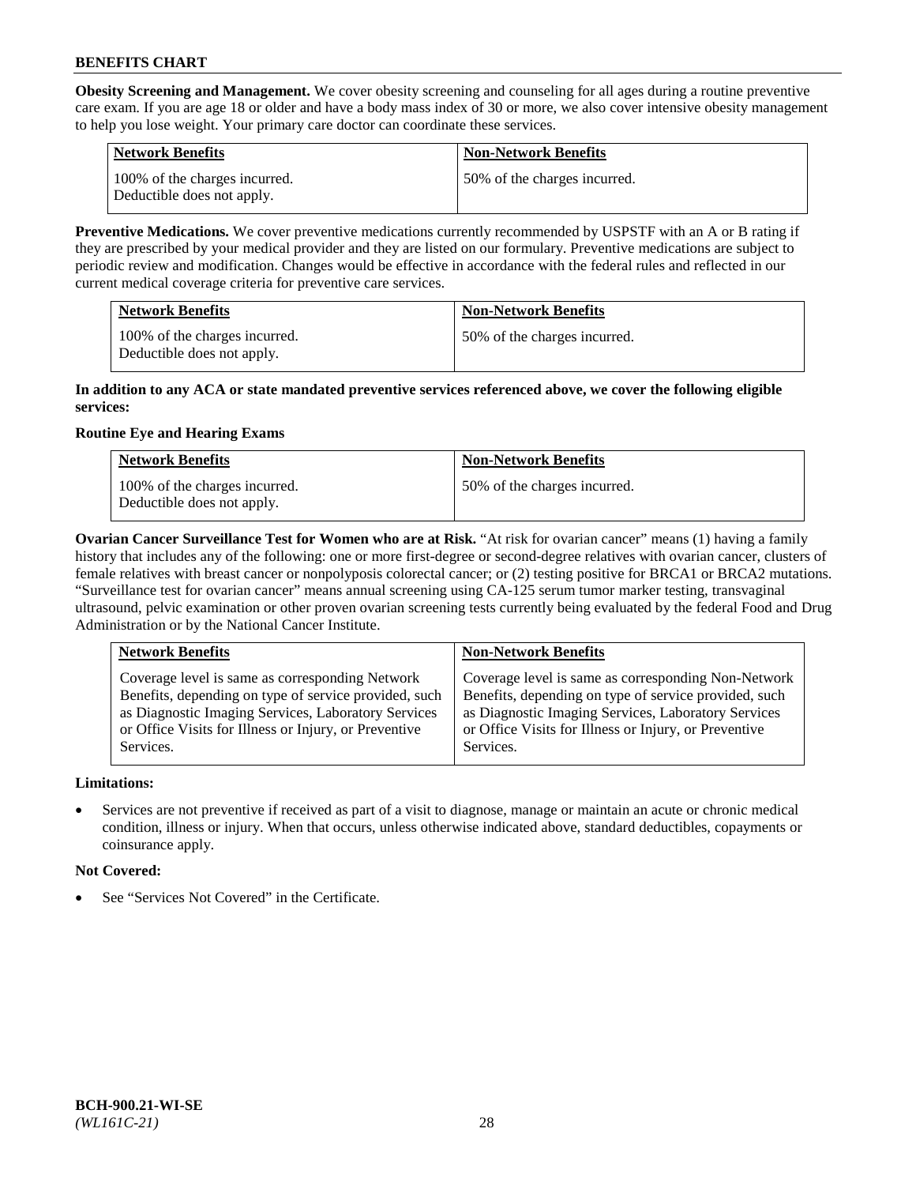**Obesity Screening and Management.** We cover obesity screening and counseling for all ages during a routine preventive care exam. If you are age 18 or older and have a body mass index of 30 or more, we also cover intensive obesity management to help you lose weight. Your primary care doctor can coordinate these services.

| Network Benefits | Non-Network Benefits |
|---|---|
| 100% of the charges incurred. Deductible does not apply. | 50% of the charges incurred. |

**Preventive Medications.** We cover preventive medications currently recommended by USPSTF with an A or B rating if they are prescribed by your medical provider and they are listed on our formulary. Preventive medications are subject to periodic review and modification. Changes would be effective in accordance with the federal rules and reflected in our current medical coverage criteria for preventive care services.

| Network Benefits | Non-Network Benefits |
|---|---|
| 100% of the charges incurred. Deductible does not apply. | 50% of the charges incurred. |

**In addition to any ACA or state mandated preventive services referenced above, we cover the following eligible services:**

**Routine Eye and Hearing Exams**

| Network Benefits | Non-Network Benefits |
|---|---|
| 100% of the charges incurred. Deductible does not apply. | 50% of the charges incurred. |

**Ovarian Cancer Surveillance Test for Women who are at Risk.** "At risk for ovarian cancer" means (1) having a family history that includes any of the following: one or more first-degree or second-degree relatives with ovarian cancer, clusters of female relatives with breast cancer or nonpolyposis colorectal cancer; or (2) testing positive for BRCA1 or BRCA2 mutations. "Surveillance test for ovarian cancer" means annual screening using CA-125 serum tumor marker testing, transvaginal ultrasound, pelvic examination or other proven ovarian screening tests currently being evaluated by the federal Food and Drug Administration or by the National Cancer Institute.

| Network Benefits | Non-Network Benefits |
|---|---|
| Coverage level is same as corresponding Network Benefits, depending on type of service provided, such as Diagnostic Imaging Services, Laboratory Services or Office Visits for Illness or Injury, or Preventive Services. | Coverage level is same as corresponding Non-Network Benefits, depending on type of service provided, such as Diagnostic Imaging Services, Laboratory Services or Office Visits for Illness or Injury, or Preventive Services. |

**Limitations:**

- Services are not preventive if received as part of a visit to diagnose, manage or maintain an acute or chronic medical condition, illness or injury. When that occurs, unless otherwise indicated above, standard deductibles, copayments or coinsurance apply.

**Not Covered:**

- See "Services Not Covered" in the Certificate.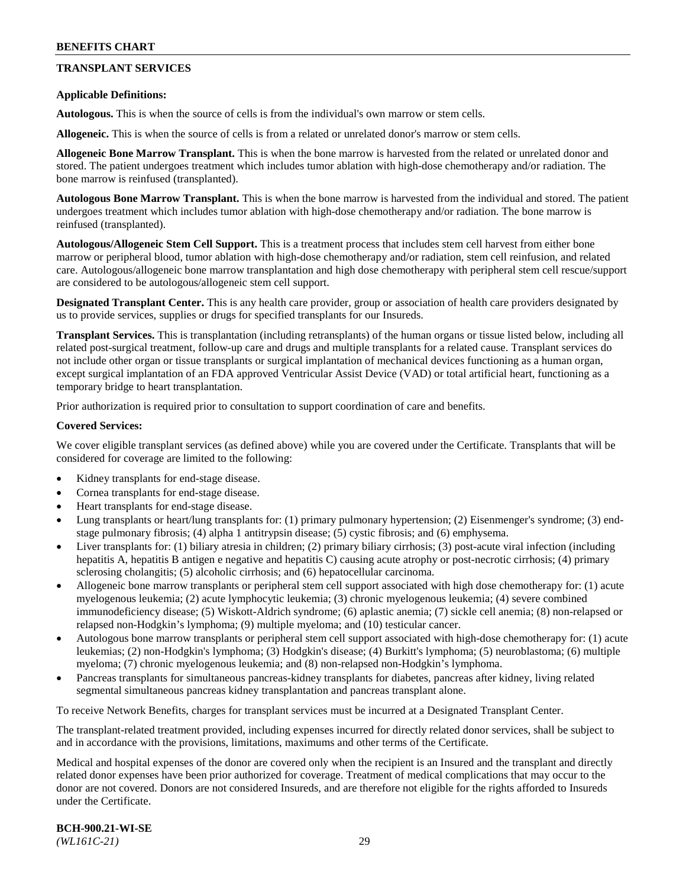## TRANSPLANT SERVICES

**Applicable Definitions:**

**Autologous.** This is when the source of cells is from the individual's own marrow or stem cells.

**Allogeneic.** This is when the source of cells is from a related or unrelated donor's marrow or stem cells.

**Allogeneic Bone Marrow Transplant.** This is when the bone marrow is harvested from the related or unrelated donor and stored. The patient undergoes treatment which includes tumor ablation with high-dose chemotherapy and/or radiation. The bone marrow is reinfused (transplanted).

**Autologous Bone Marrow Transplant.** This is when the bone marrow is harvested from the individual and stored. The patient undergoes treatment which includes tumor ablation with high-dose chemotherapy and/or radiation. The bone marrow is reinfused (transplanted).

**Autologous/Allogeneic Stem Cell Support.** This is a treatment process that includes stem cell harvest from either bone marrow or peripheral blood, tumor ablation with high-dose chemotherapy and/or radiation, stem cell reinfusion, and related care. Autologous/allogeneic bone marrow transplantation and high dose chemotherapy with peripheral stem cell rescue/support are considered to be autologous/allogeneic stem cell support.

**Designated Transplant Center.** This is any health care provider, group or association of health care providers designated by us to provide services, supplies or drugs for specified transplants for our Insureds.

**Transplant Services.** This is transplantation (including retransplants) of the human organs or tissue listed below, including all related post-surgical treatment, follow-up care and drugs and multiple transplants for a related cause. Transplant services do not include other organ or tissue transplants or surgical implantation of mechanical devices functioning as a human organ, except surgical implantation of an FDA approved Ventricular Assist Device (VAD) or total artificial heart, functioning as a temporary bridge to heart transplantation.

Prior authorization is required prior to consultation to support coordination of care and benefits.

**Covered Services:**

We cover eligible transplant services (as defined above) while you are covered under the Certificate. Transplants that will be considered for coverage are limited to the following:

- Kidney transplants for end-stage disease.
- Cornea transplants for end-stage disease.
- Heart transplants for end-stage disease.
- Lung transplants or heart/lung transplants for: (1) primary pulmonary hypertension; (2) Eisenmenger's syndrome; (3) end-stage pulmonary fibrosis; (4) alpha 1 antitrypsin disease; (5) cystic fibrosis; and (6) emphysema.
- Liver transplants for: (1) biliary atresia in children; (2) primary biliary cirrhosis; (3) post-acute viral infection (including hepatitis A, hepatitis B antigen e negative and hepatitis C) causing acute atrophy or post-necrotic cirrhosis; (4) primary sclerosing cholangitis; (5) alcoholic cirrhosis; and (6) hepatocellular carcinoma.
- Allogeneic bone marrow transplants or peripheral stem cell support associated with high dose chemotherapy for: (1) acute myelogenous leukemia; (2) acute lymphocytic leukemia; (3) chronic myelogenous leukemia; (4) severe combined immunodeficiency disease; (5) Wiskott-Aldrich syndrome; (6) aplastic anemia; (7) sickle cell anemia; (8) non-relapsed or relapsed non-Hodgkin's lymphoma; (9) multiple myeloma; and (10) testicular cancer.
- Autologous bone marrow transplants or peripheral stem cell support associated with high-dose chemotherapy for: (1) acute leukemias; (2) non-Hodgkin's lymphoma; (3) Hodgkin's disease; (4) Burkitt's lymphoma; (5) neuroblastoma; (6) multiple myeloma; (7) chronic myelogenous leukemia; and (8) non-relapsed non-Hodgkin's lymphoma.
- Pancreas transplants for simultaneous pancreas-kidney transplants for diabetes, pancreas after kidney, living related segmental simultaneous pancreas kidney transplantation and pancreas transplant alone.

To receive Network Benefits, charges for transplant services must be incurred at a Designated Transplant Center.

The transplant-related treatment provided, including expenses incurred for directly related donor services, shall be subject to and in accordance with the provisions, limitations, maximums and other terms of the Certificate.

Medical and hospital expenses of the donor are covered only when the recipient is an Insured and the transplant and directly related donor expenses have been prior authorized for coverage. Treatment of medical complications that may occur to the donor are not covered. Donors are not considered Insureds, and are therefore not eligible for the rights afforded to Insureds under the Certificate.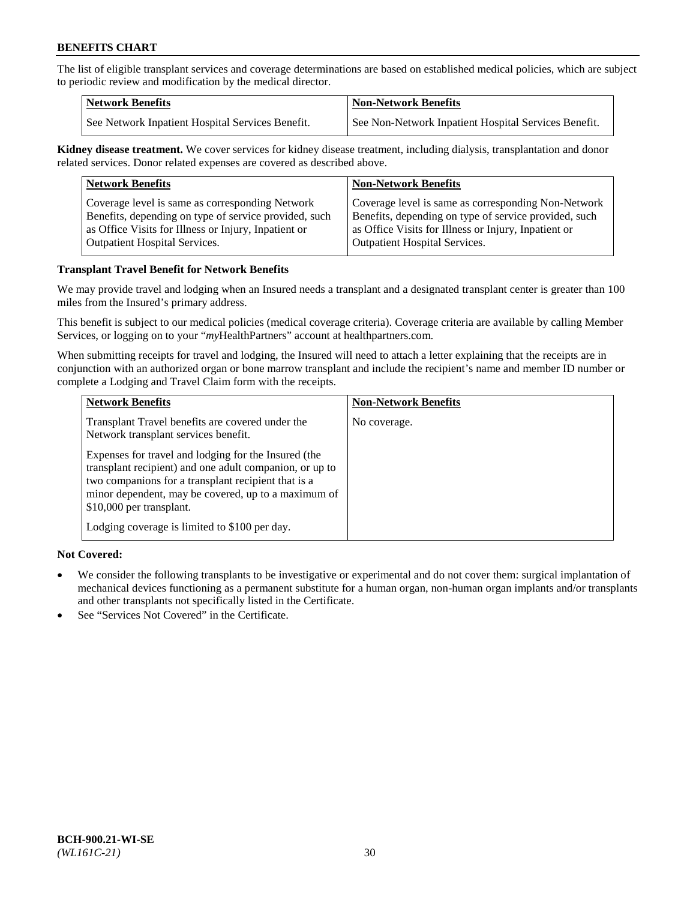The list of eligible transplant services and coverage determinations are based on established medical policies, which are subject to periodic review and modification by the medical director.

| Network Benefits | Non-Network Benefits |
|---|---|
| See Network Inpatient Hospital Services Benefit. | See Non-Network Inpatient Hospital Services Benefit. |

**Kidney disease treatment.** We cover services for kidney disease treatment, including dialysis, transplantation and donor related services. Donor related expenses are covered as described above.

| Network Benefits | Non-Network Benefits |
|---|---|
| Coverage level is same as corresponding Network Benefits, depending on type of service provided, such as Office Visits for Illness or Injury, Inpatient or Outpatient Hospital Services. | Coverage level is same as corresponding Non-Network Benefits, depending on type of service provided, such as Office Visits for Illness or Injury, Inpatient or Outpatient Hospital Services. |

**Transplant Travel Benefit for Network Benefits**

We may provide travel and lodging when an Insured needs a transplant and a designated transplant center is greater than 100 miles from the Insured's primary address.

This benefit is subject to our medical policies (medical coverage criteria). Coverage criteria are available by calling Member Services, or logging on to your "*my*HealthPartners" account at healthpartners.com.

When submitting receipts for travel and lodging, the Insured will need to attach a letter explaining that the receipts are in conjunction with an authorized organ or bone marrow transplant and include the recipient's name and member ID number or complete a Lodging and Travel Claim form with the receipts.

| Network Benefits | Non-Network Benefits |
|---|---|
| Transplant Travel benefits are covered under the Network transplant services benefit.<br><br>Expenses for travel and lodging for the Insured (the transplant recipient) and one adult companion, or up to two companions for a transplant recipient that is a minor dependent, may be covered, up to a maximum of $10,000 per transplant.<br><br>Lodging coverage is limited to $100 per day. | No coverage. |

**Not Covered:**

- We consider the following transplants to be investigative or experimental and do not cover them: surgical implantation of mechanical devices functioning as a permanent substitute for a human organ, non-human organ implants and/or transplants and other transplants not specifically listed in the Certificate.
- See "Services Not Covered" in the Certificate.

**BCH-900.21-WI-SE**
*(WL161C-21)*